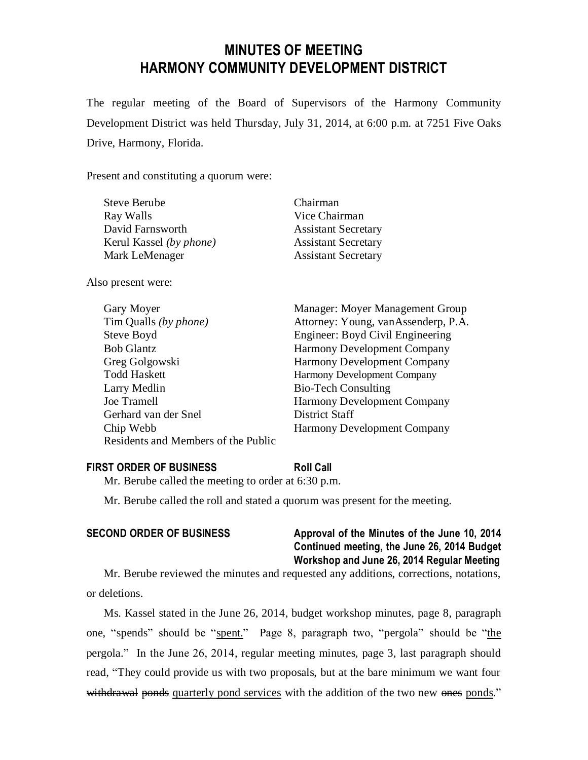# MINUTES OF MEETING
# HARMONY COMMUNITY DEVELOPMENT DISTRICT

The regular meeting of the Board of Supervisors of the Harmony Community Development District was held Thursday, July 31, 2014, at 6:00 p.m. at 7251 Five Oaks Drive, Harmony, Florida.

Present and constituting a quorum were:

| | |
|---|---|
| Steve Berube | Chairman |
| Ray Walls | Vice Chairman |
| David Farnsworth | Assistant Secretary |
| Kerul Kassel *(by phone)* | Assistant Secretary |
| Mark LeMenager | Assistant Secretary |

Also present were:

| | |
|---|---|
| Gary Moyer | Manager: Moyer Management Group |
| Tim Qualls *(by phone)* | Attorney: Young, vanAssenderp, P.A. |
| Steve Boyd | Engineer: Boyd Civil Engineering |
| Bob Glantz | Harmony Development Company |
| Greg Golgowski | Harmony Development Company |
| Todd Haskett | Harmony Development Company |
| Larry Medlin | Bio-Tech Consulting |
| Joe Tramell | Harmony Development Company |
| Gerhard van der Snel | District Staff |
| Chip Webb | Harmony Development Company |
| Residents and Members of the Public | |

**FIRST ORDER OF BUSINESS** **Roll Call**

Mr. Berube called the meeting to order at 6:30 p.m.

Mr. Berube called the roll and stated a quorum was present for the meeting.

**SECOND ORDER OF BUSINESS** **Approval of the Minutes of the June 10, 2014 Continued meeting, the June 26, 2014 Budget Workshop and June 26, 2014 Regular Meeting**

Mr. Berube reviewed the minutes and requested any additions, corrections, notations, or deletions.

Ms. Kassel stated in the June 26, 2014, budget workshop minutes, page 8, paragraph one, "spends" should be "<u>spent.</u>" Page 8, paragraph two, "pergola" should be "<u>the</u> pergola." In the June 26, 2014, regular meeting minutes, page 3, last paragraph should read, "They could provide us with two proposals, but at the bare minimum we want four ~~withdrawal~~ ~~ponds~~ <u>quarterly pond services</u> with the addition of the two new ~~ones~~ <u>ponds</u>."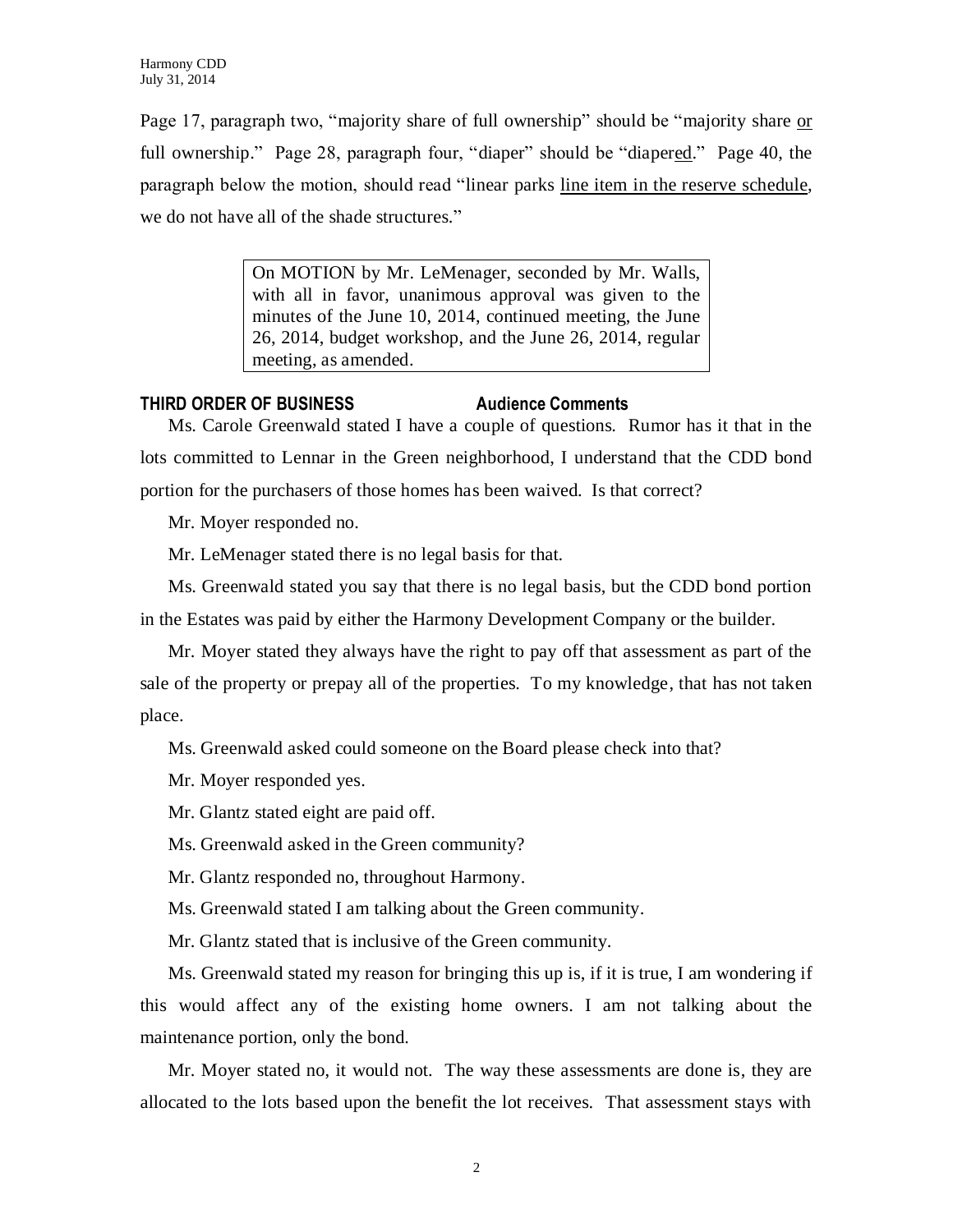Page 17, paragraph two, "majority share of full ownership" should be "majority share <u>or</u> full ownership." Page 28, paragraph four, "diaper" should be "diaper<u>ed</u>." Page 40, the paragraph below the motion, should read "linear parks <u>line item in the reserve schedule</u>, we do not have all of the shade structures."

> On MOTION by Mr. LeMenager, seconded by Mr. Walls, with all in favor, unanimous approval was given to the minutes of the June 10, 2014, continued meeting, the June 26, 2014, budget workshop, and the June 26, 2014, regular meeting, as amended.

**THIRD ORDER OF BUSINESS** **Audience Comments**

Ms. Carole Greenwald stated I have a couple of questions. Rumor has it that in the lots committed to Lennar in the Green neighborhood, I understand that the CDD bond portion for the purchasers of those homes has been waived. Is that correct?

Mr. Moyer responded no.

Mr. LeMenager stated there is no legal basis for that.

Ms. Greenwald stated you say that there is no legal basis, but the CDD bond portion in the Estates was paid by either the Harmony Development Company or the builder.

Mr. Moyer stated they always have the right to pay off that assessment as part of the sale of the property or prepay all of the properties. To my knowledge, that has not taken place.

Ms. Greenwald asked could someone on the Board please check into that?

Mr. Moyer responded yes.

Mr. Glantz stated eight are paid off.

Ms. Greenwald asked in the Green community?

Mr. Glantz responded no, throughout Harmony.

Ms. Greenwald stated I am talking about the Green community.

Mr. Glantz stated that is inclusive of the Green community.

Ms. Greenwald stated my reason for bringing this up is, if it is true, I am wondering if this would affect any of the existing home owners. I am not talking about the maintenance portion, only the bond.

Mr. Moyer stated no, it would not. The way these assessments are done is, they are allocated to the lots based upon the benefit the lot receives. That assessment stays with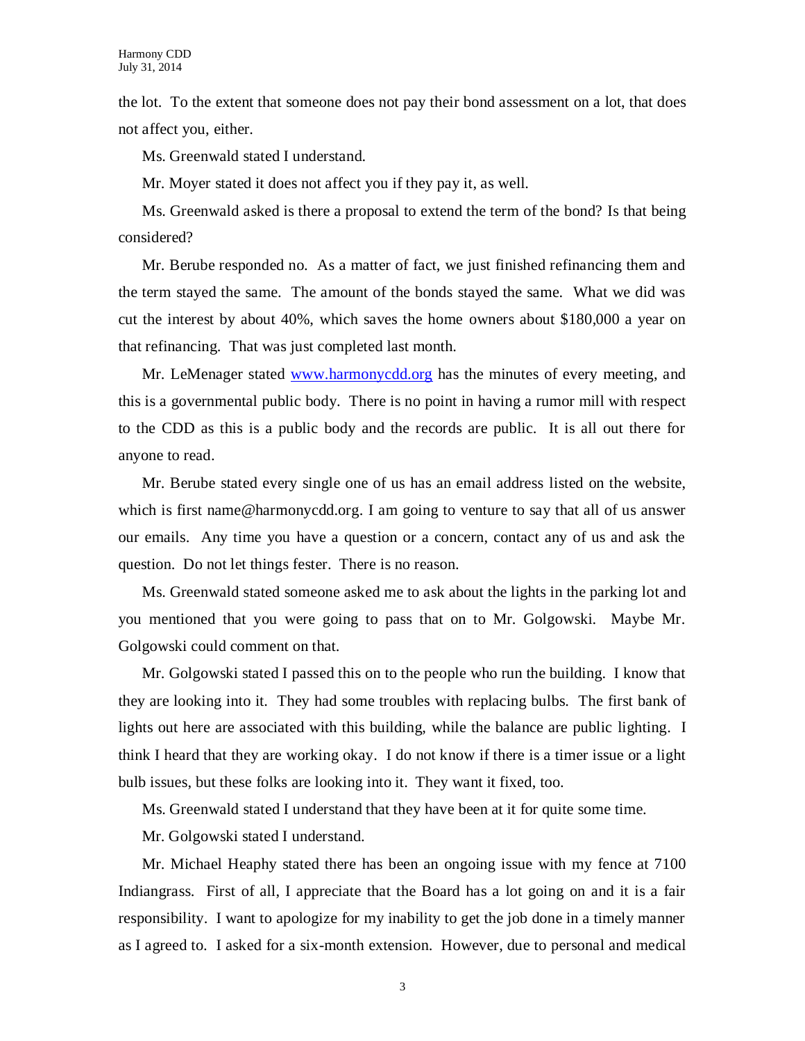the lot. To the extent that someone does not pay their bond assessment on a lot, that does not affect you, either.

Ms. Greenwald stated I understand.

Mr. Moyer stated it does not affect you if they pay it, as well.

Ms. Greenwald asked is there a proposal to extend the term of the bond? Is that being considered?

Mr. Berube responded no. As a matter of fact, we just finished refinancing them and the term stayed the same. The amount of the bonds stayed the same. What we did was cut the interest by about 40%, which saves the home owners about $180,000 a year on that refinancing. That was just completed last month.

Mr. LeMenager stated [www.harmonycdd.org](http://www.harmonycdd.org) has the minutes of every meeting, and this is a governmental public body. There is no point in having a rumor mill with respect to the CDD as this is a public body and the records are public. It is all out there for anyone to read.

Mr. Berube stated every single one of us has an email address listed on the website, which is first name@harmonycdd.org. I am going to venture to say that all of us answer our emails. Any time you have a question or a concern, contact any of us and ask the question. Do not let things fester. There is no reason.

Ms. Greenwald stated someone asked me to ask about the lights in the parking lot and you mentioned that you were going to pass that on to Mr. Golgowski. Maybe Mr. Golgowski could comment on that.

Mr. Golgowski stated I passed this on to the people who run the building. I know that they are looking into it. They had some troubles with replacing bulbs. The first bank of lights out here are associated with this building, while the balance are public lighting. I think I heard that they are working okay. I do not know if there is a timer issue or a light bulb issues, but these folks are looking into it. They want it fixed, too.

Ms. Greenwald stated I understand that they have been at it for quite some time.

Mr. Golgowski stated I understand.

Mr. Michael Heaphy stated there has been an ongoing issue with my fence at 7100 Indiangrass. First of all, I appreciate that the Board has a lot going on and it is a fair responsibility. I want to apologize for my inability to get the job done in a timely manner as I agreed to. I asked for a six-month extension. However, due to personal and medical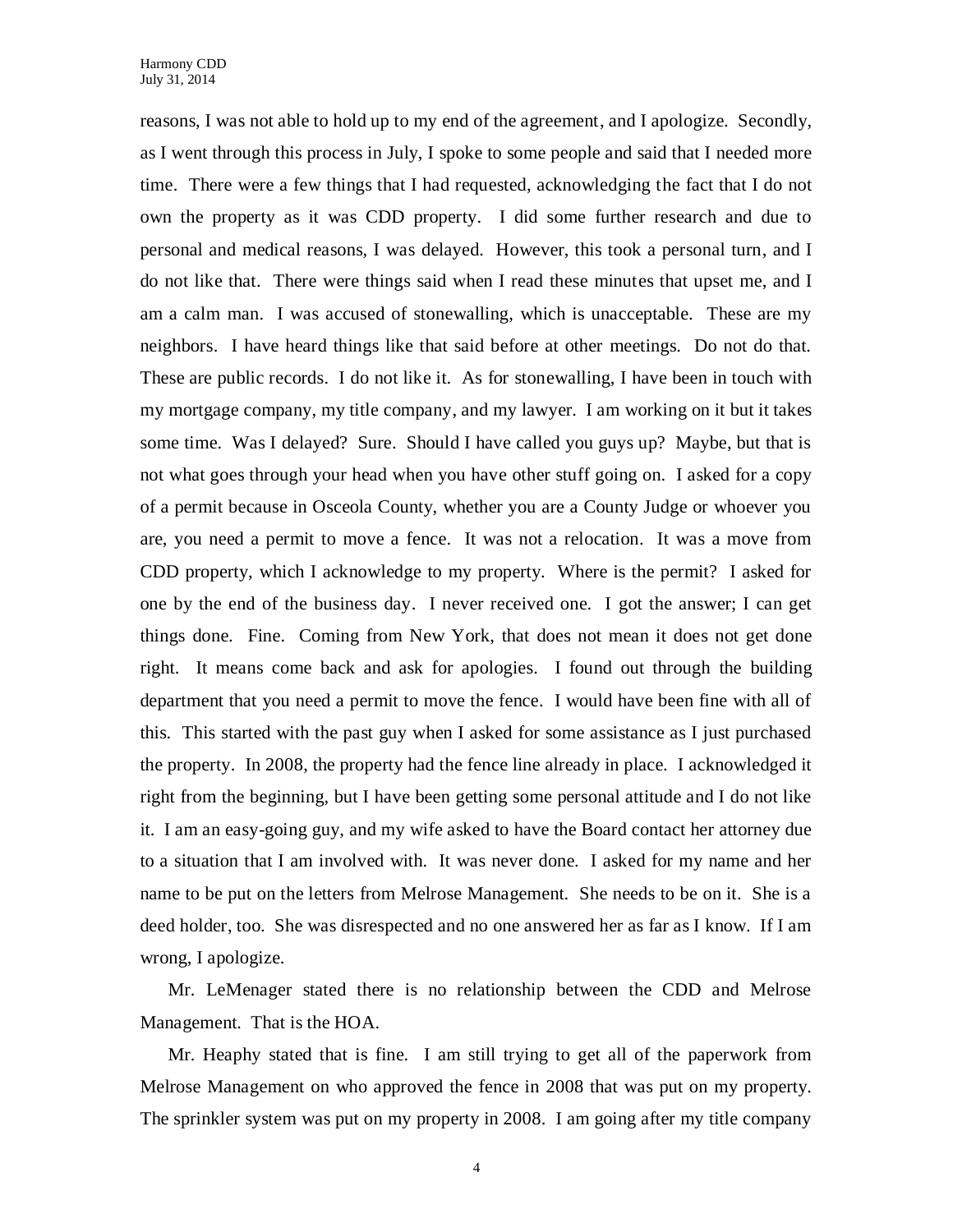reasons, I was not able to hold up to my end of the agreement, and I apologize. Secondly, as I went through this process in July, I spoke to some people and said that I needed more time. There were a few things that I had requested, acknowledging the fact that I do not own the property as it was CDD property. I did some further research and due to personal and medical reasons, I was delayed. However, this took a personal turn, and I do not like that. There were things said when I read these minutes that upset me, and I am a calm man. I was accused of stonewalling, which is unacceptable. These are my neighbors. I have heard things like that said before at other meetings. Do not do that. These are public records. I do not like it. As for stonewalling, I have been in touch with my mortgage company, my title company, and my lawyer. I am working on it but it takes some time. Was I delayed? Sure. Should I have called you guys up? Maybe, but that is not what goes through your head when you have other stuff going on. I asked for a copy of a permit because in Osceola County, whether you are a County Judge or whoever you are, you need a permit to move a fence. It was not a relocation. It was a move from CDD property, which I acknowledge to my property. Where is the permit? I asked for one by the end of the business day. I never received one. I got the answer; I can get things done. Fine. Coming from New York, that does not mean it does not get done right. It means come back and ask for apologies. I found out through the building department that you need a permit to move the fence. I would have been fine with all of this. This started with the past guy when I asked for some assistance as I just purchased the property. In 2008, the property had the fence line already in place. I acknowledged it right from the beginning, but I have been getting some personal attitude and I do not like it. I am an easy-going guy, and my wife asked to have the Board contact her attorney due to a situation that I am involved with. It was never done. I asked for my name and her name to be put on the letters from Melrose Management. She needs to be on it. She is a deed holder, too. She was disrespected and no one answered her as far as I know. If I am wrong, I apologize.

Mr. LeMenager stated there is no relationship between the CDD and Melrose Management. That is the HOA.

Mr. Heaphy stated that is fine. I am still trying to get all of the paperwork from Melrose Management on who approved the fence in 2008 that was put on my property. The sprinkler system was put on my property in 2008. I am going after my title company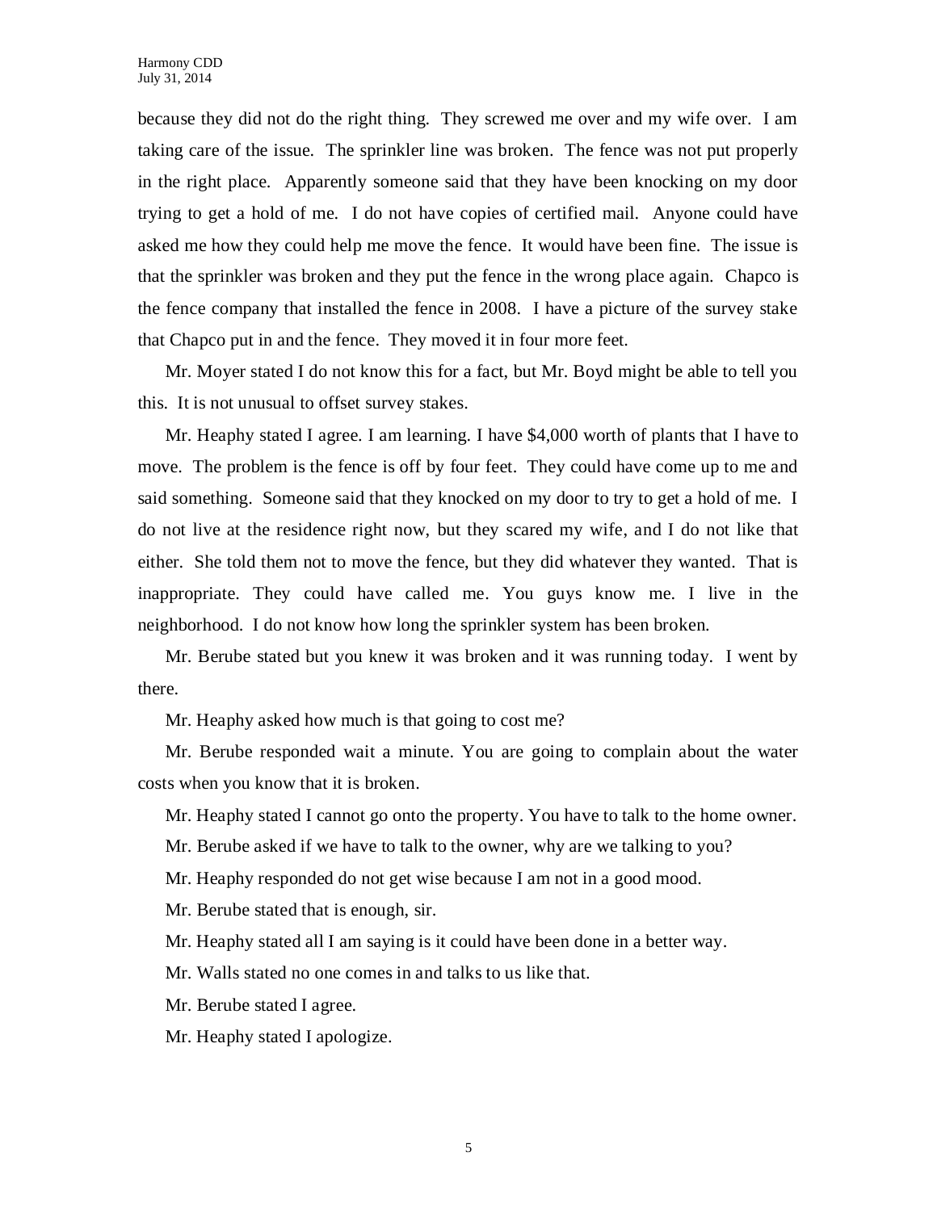because they did not do the right thing. They screwed me over and my wife over. I am taking care of the issue. The sprinkler line was broken. The fence was not put properly in the right place. Apparently someone said that they have been knocking on my door trying to get a hold of me. I do not have copies of certified mail. Anyone could have asked me how they could help me move the fence. It would have been fine. The issue is that the sprinkler was broken and they put the fence in the wrong place again. Chapco is the fence company that installed the fence in 2008. I have a picture of the survey stake that Chapco put in and the fence. They moved it in four more feet.

Mr. Moyer stated I do not know this for a fact, but Mr. Boyd might be able to tell you this. It is not unusual to offset survey stakes.

Mr. Heaphy stated I agree. I am learning. I have $4,000 worth of plants that I have to move. The problem is the fence is off by four feet. They could have come up to me and said something. Someone said that they knocked on my door to try to get a hold of me. I do not live at the residence right now, but they scared my wife, and I do not like that either. She told them not to move the fence, but they did whatever they wanted. That is inappropriate. They could have called me. You guys know me. I live in the neighborhood. I do not know how long the sprinkler system has been broken.

Mr. Berube stated but you knew it was broken and it was running today. I went by there.

Mr. Heaphy asked how much is that going to cost me?

Mr. Berube responded wait a minute. You are going to complain about the water costs when you know that it is broken.

Mr. Heaphy stated I cannot go onto the property. You have to talk to the home owner.

Mr. Berube asked if we have to talk to the owner, why are we talking to you?

Mr. Heaphy responded do not get wise because I am not in a good mood.

Mr. Berube stated that is enough, sir.

Mr. Heaphy stated all I am saying is it could have been done in a better way.

Mr. Walls stated no one comes in and talks to us like that.

Mr. Berube stated I agree.

Mr. Heaphy stated I apologize.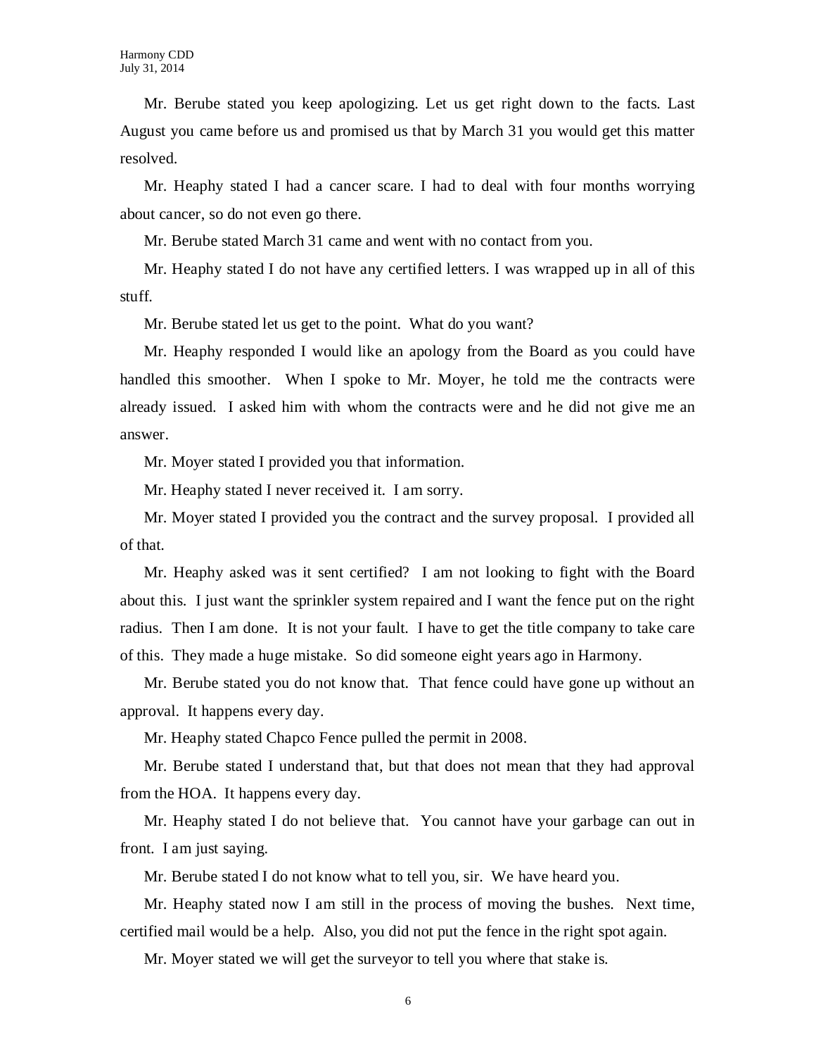Mr. Berube stated you keep apologizing. Let us get right down to the facts. Last August you came before us and promised us that by March 31 you would get this matter resolved.

Mr. Heaphy stated I had a cancer scare. I had to deal with four months worrying about cancer, so do not even go there.

Mr. Berube stated March 31 came and went with no contact from you.

Mr. Heaphy stated I do not have any certified letters. I was wrapped up in all of this stuff.

Mr. Berube stated let us get to the point. What do you want?

Mr. Heaphy responded I would like an apology from the Board as you could have handled this smoother. When I spoke to Mr. Moyer, he told me the contracts were already issued. I asked him with whom the contracts were and he did not give me an answer.

Mr. Moyer stated I provided you that information.

Mr. Heaphy stated I never received it. I am sorry.

Mr. Moyer stated I provided you the contract and the survey proposal. I provided all of that.

Mr. Heaphy asked was it sent certified? I am not looking to fight with the Board about this. I just want the sprinkler system repaired and I want the fence put on the right radius. Then I am done. It is not your fault. I have to get the title company to take care of this. They made a huge mistake. So did someone eight years ago in Harmony.

Mr. Berube stated you do not know that. That fence could have gone up without an approval. It happens every day.

Mr. Heaphy stated Chapco Fence pulled the permit in 2008.

Mr. Berube stated I understand that, but that does not mean that they had approval from the HOA. It happens every day.

Mr. Heaphy stated I do not believe that. You cannot have your garbage can out in front. I am just saying.

Mr. Berube stated I do not know what to tell you, sir. We have heard you.

Mr. Heaphy stated now I am still in the process of moving the bushes. Next time, certified mail would be a help. Also, you did not put the fence in the right spot again.

Mr. Moyer stated we will get the surveyor to tell you where that stake is.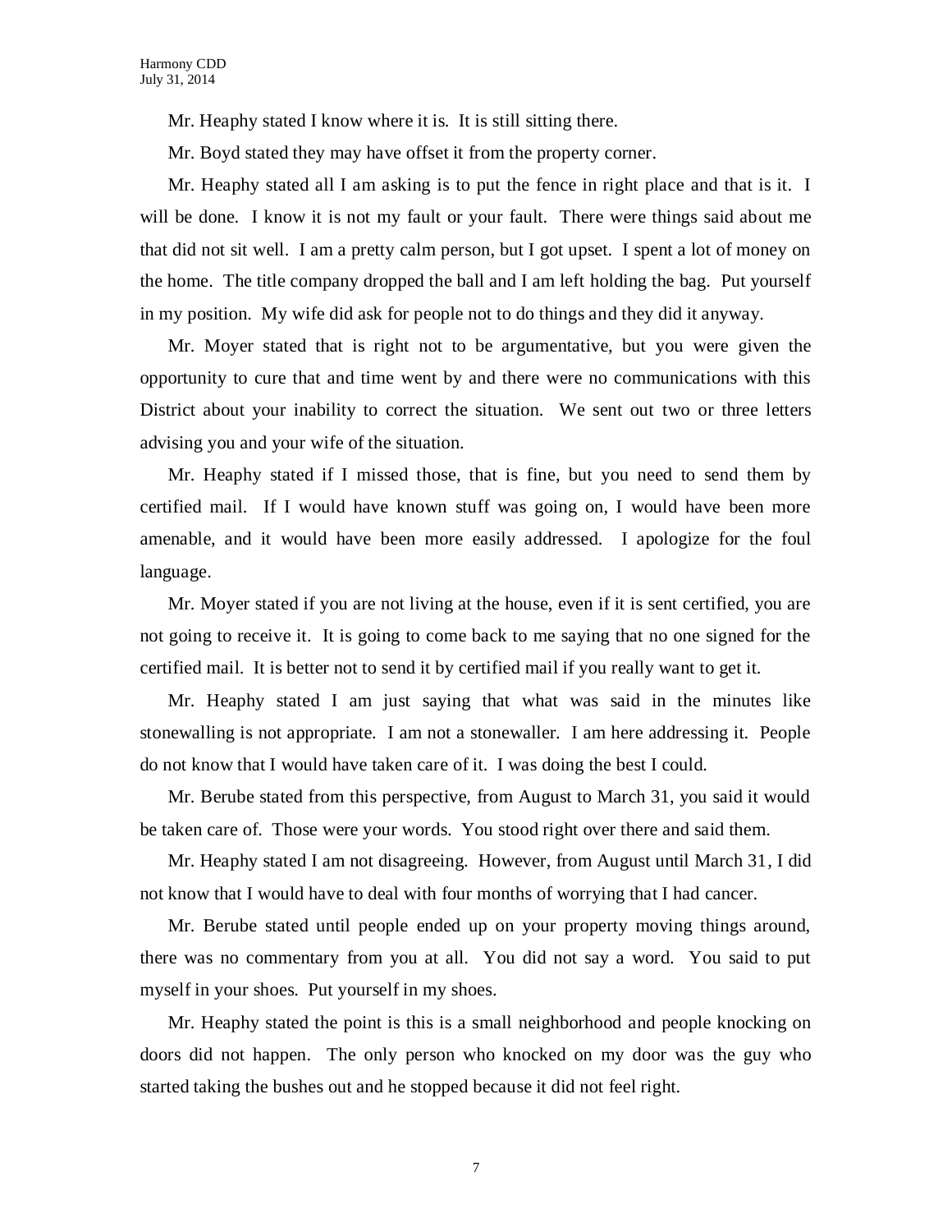Mr. Heaphy stated I know where it is. It is still sitting there.

Mr. Boyd stated they may have offset it from the property corner.

Mr. Heaphy stated all I am asking is to put the fence in right place and that is it. I will be done. I know it is not my fault or your fault. There were things said about me that did not sit well. I am a pretty calm person, but I got upset. I spent a lot of money on the home. The title company dropped the ball and I am left holding the bag. Put yourself in my position. My wife did ask for people not to do things and they did it anyway.

Mr. Moyer stated that is right not to be argumentative, but you were given the opportunity to cure that and time went by and there were no communications with this District about your inability to correct the situation. We sent out two or three letters advising you and your wife of the situation.

Mr. Heaphy stated if I missed those, that is fine, but you need to send them by certified mail. If I would have known stuff was going on, I would have been more amenable, and it would have been more easily addressed. I apologize for the foul language.

Mr. Moyer stated if you are not living at the house, even if it is sent certified, you are not going to receive it. It is going to come back to me saying that no one signed for the certified mail. It is better not to send it by certified mail if you really want to get it.

Mr. Heaphy stated I am just saying that what was said in the minutes like stonewalling is not appropriate. I am not a stonewaller. I am here addressing it. People do not know that I would have taken care of it. I was doing the best I could.

Mr. Berube stated from this perspective, from August to March 31, you said it would be taken care of. Those were your words. You stood right over there and said them.

Mr. Heaphy stated I am not disagreeing. However, from August until March 31, I did not know that I would have to deal with four months of worrying that I had cancer.

Mr. Berube stated until people ended up on your property moving things around, there was no commentary from you at all. You did not say a word. You said to put myself in your shoes. Put yourself in my shoes.

Mr. Heaphy stated the point is this is a small neighborhood and people knocking on doors did not happen. The only person who knocked on my door was the guy who started taking the bushes out and he stopped because it did not feel right.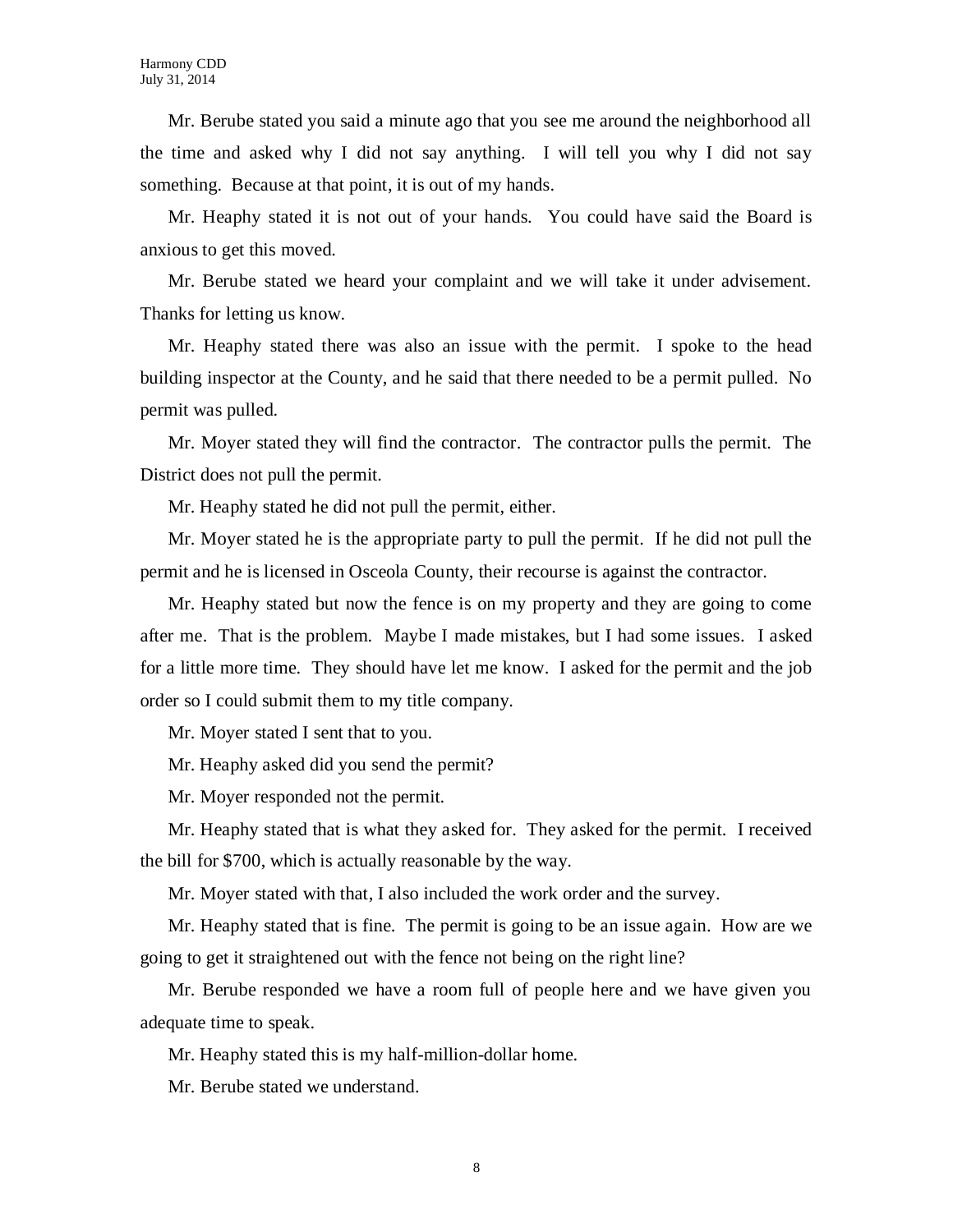Mr. Berube stated you said a minute ago that you see me around the neighborhood all the time and asked why I did not say anything. I will tell you why I did not say something. Because at that point, it is out of my hands.

Mr. Heaphy stated it is not out of your hands. You could have said the Board is anxious to get this moved.

Mr. Berube stated we heard your complaint and we will take it under advisement. Thanks for letting us know.

Mr. Heaphy stated there was also an issue with the permit. I spoke to the head building inspector at the County, and he said that there needed to be a permit pulled. No permit was pulled.

Mr. Moyer stated they will find the contractor. The contractor pulls the permit. The District does not pull the permit.

Mr. Heaphy stated he did not pull the permit, either.

Mr. Moyer stated he is the appropriate party to pull the permit. If he did not pull the permit and he is licensed in Osceola County, their recourse is against the contractor.

Mr. Heaphy stated but now the fence is on my property and they are going to come after me. That is the problem. Maybe I made mistakes, but I had some issues. I asked for a little more time. They should have let me know. I asked for the permit and the job order so I could submit them to my title company.

Mr. Moyer stated I sent that to you.

Mr. Heaphy asked did you send the permit?

Mr. Moyer responded not the permit.

Mr. Heaphy stated that is what they asked for. They asked for the permit. I received the bill for $700, which is actually reasonable by the way.

Mr. Moyer stated with that, I also included the work order and the survey.

Mr. Heaphy stated that is fine. The permit is going to be an issue again. How are we going to get it straightened out with the fence not being on the right line?

Mr. Berube responded we have a room full of people here and we have given you adequate time to speak.

Mr. Heaphy stated this is my half-million-dollar home.

Mr. Berube stated we understand.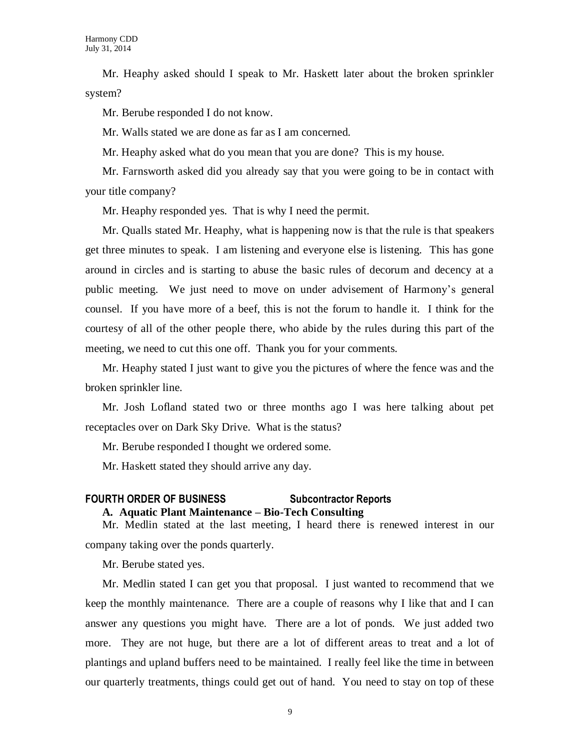Mr. Heaphy asked should I speak to Mr. Haskett later about the broken sprinkler system?

Mr. Berube responded I do not know.

Mr. Walls stated we are done as far as I am concerned.

Mr. Heaphy asked what do you mean that you are done? This is my house.

Mr. Farnsworth asked did you already say that you were going to be in contact with your title company?

Mr. Heaphy responded yes. That is why I need the permit.

Mr. Qualls stated Mr. Heaphy, what is happening now is that the rule is that speakers get three minutes to speak. I am listening and everyone else is listening. This has gone around in circles and is starting to abuse the basic rules of decorum and decency at a public meeting. We just need to move on under advisement of Harmony's general counsel. If you have more of a beef, this is not the forum to handle it. I think for the courtesy of all of the other people there, who abide by the rules during this part of the meeting, we need to cut this one off. Thank you for your comments.

Mr. Heaphy stated I just want to give you the pictures of where the fence was and the broken sprinkler line.

Mr. Josh Lofland stated two or three months ago I was here talking about pet receptacles over on Dark Sky Drive. What is the status?

Mr. Berube responded I thought we ordered some.

Mr. Haskett stated they should arrive any day.

## FOURTH ORDER OF BUSINESS Subcontractor Reports

**A. Aquatic Plant Maintenance – Bio-Tech Consulting**

Mr. Medlin stated at the last meeting, I heard there is renewed interest in our company taking over the ponds quarterly.

Mr. Berube stated yes.

Mr. Medlin stated I can get you that proposal. I just wanted to recommend that we keep the monthly maintenance. There are a couple of reasons why I like that and I can answer any questions you might have. There are a lot of ponds. We just added two more. They are not huge, but there are a lot of different areas to treat and a lot of plantings and upland buffers need to be maintained. I really feel like the time in between our quarterly treatments, things could get out of hand. You need to stay on top of these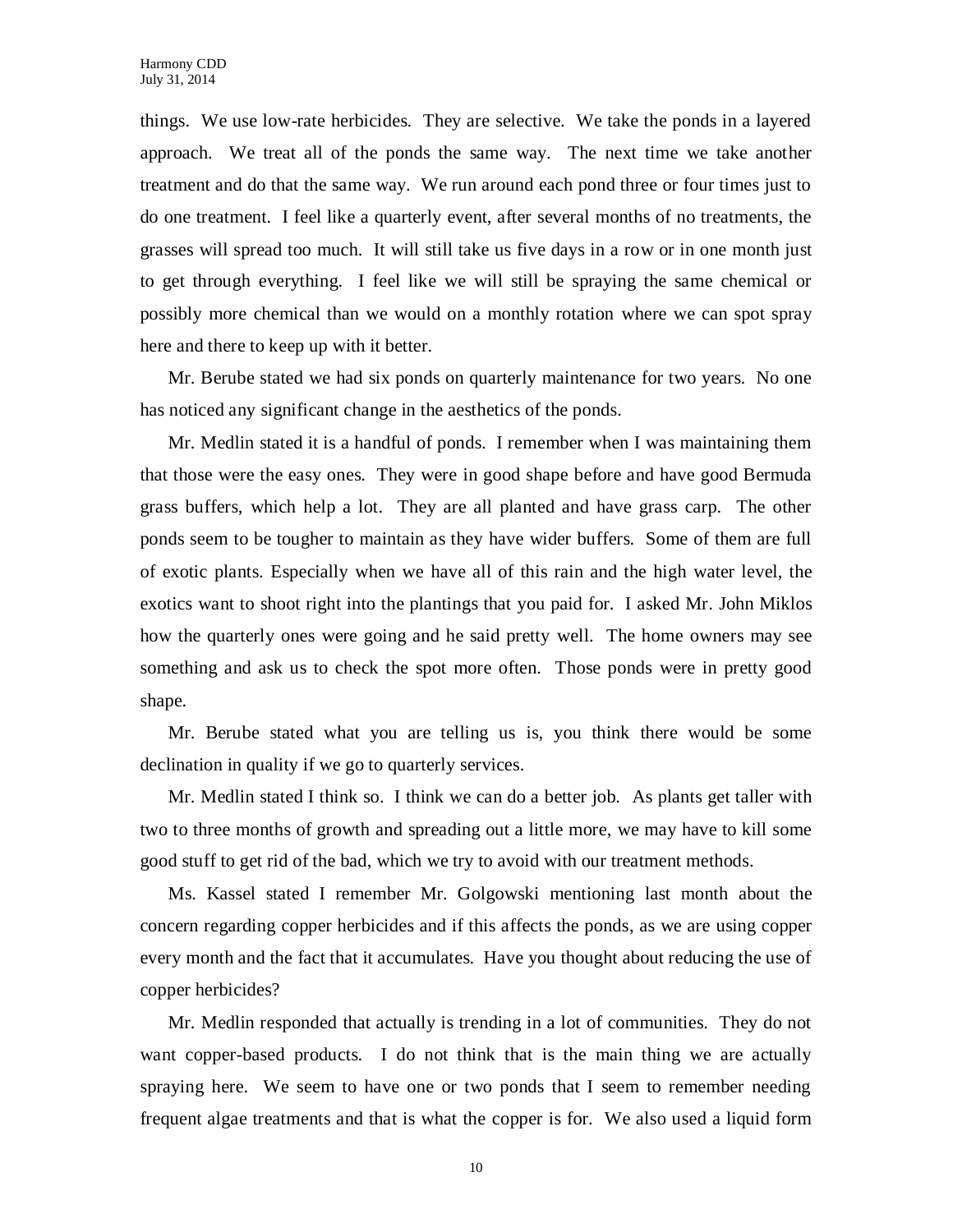things. We use low-rate herbicides. They are selective. We take the ponds in a layered approach. We treat all of the ponds the same way. The next time we take another treatment and do that the same way. We run around each pond three or four times just to do one treatment. I feel like a quarterly event, after several months of no treatments, the grasses will spread too much. It will still take us five days in a row or in one month just to get through everything. I feel like we will still be spraying the same chemical or possibly more chemical than we would on a monthly rotation where we can spot spray here and there to keep up with it better.

Mr. Berube stated we had six ponds on quarterly maintenance for two years. No one has noticed any significant change in the aesthetics of the ponds.

Mr. Medlin stated it is a handful of ponds. I remember when I was maintaining them that those were the easy ones. They were in good shape before and have good Bermuda grass buffers, which help a lot. They are all planted and have grass carp. The other ponds seem to be tougher to maintain as they have wider buffers. Some of them are full of exotic plants. Especially when we have all of this rain and the high water level, the exotics want to shoot right into the plantings that you paid for. I asked Mr. John Miklos how the quarterly ones were going and he said pretty well. The home owners may see something and ask us to check the spot more often. Those ponds were in pretty good shape.

Mr. Berube stated what you are telling us is, you think there would be some declination in quality if we go to quarterly services.

Mr. Medlin stated I think so. I think we can do a better job. As plants get taller with two to three months of growth and spreading out a little more, we may have to kill some good stuff to get rid of the bad, which we try to avoid with our treatment methods.

Ms. Kassel stated I remember Mr. Golgowski mentioning last month about the concern regarding copper herbicides and if this affects the ponds, as we are using copper every month and the fact that it accumulates. Have you thought about reducing the use of copper herbicides?

Mr. Medlin responded that actually is trending in a lot of communities. They do not want copper-based products. I do not think that is the main thing we are actually spraying here. We seem to have one or two ponds that I seem to remember needing frequent algae treatments and that is what the copper is for. We also used a liquid form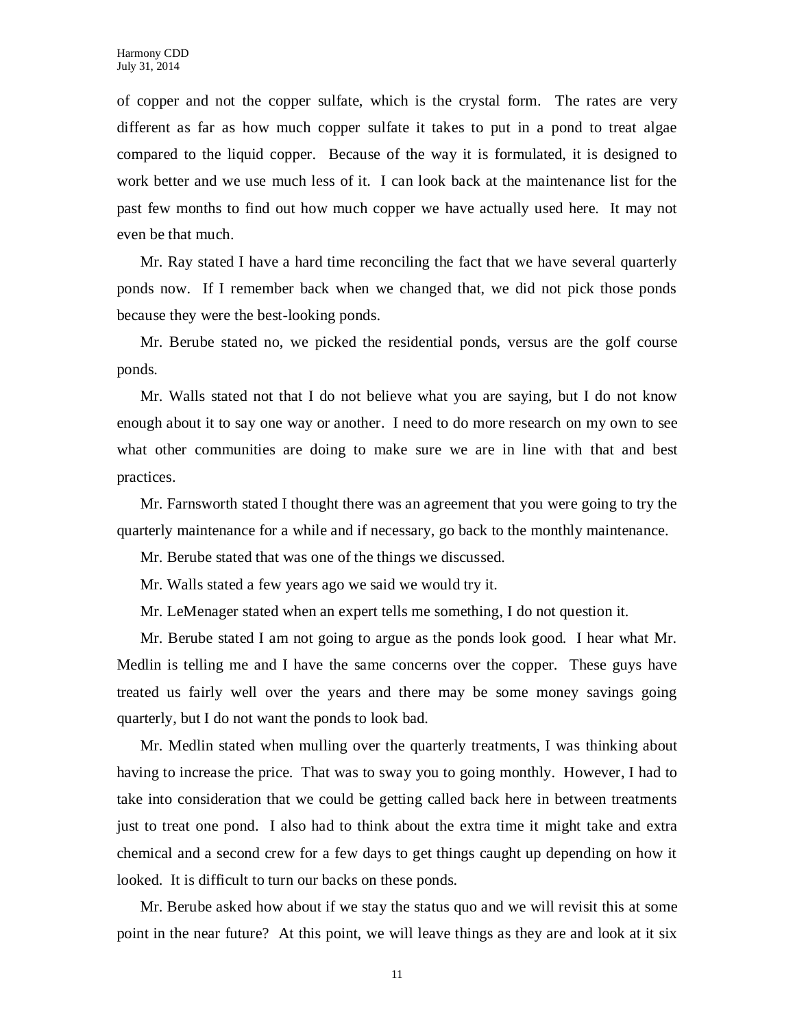of copper and not the copper sulfate, which is the crystal form. The rates are very different as far as how much copper sulfate it takes to put in a pond to treat algae compared to the liquid copper. Because of the way it is formulated, it is designed to work better and we use much less of it. I can look back at the maintenance list for the past few months to find out how much copper we have actually used here. It may not even be that much.

Mr. Ray stated I have a hard time reconciling the fact that we have several quarterly ponds now. If I remember back when we changed that, we did not pick those ponds because they were the best-looking ponds.

Mr. Berube stated no, we picked the residential ponds, versus are the golf course ponds.

Mr. Walls stated not that I do not believe what you are saying, but I do not know enough about it to say one way or another. I need to do more research on my own to see what other communities are doing to make sure we are in line with that and best practices.

Mr. Farnsworth stated I thought there was an agreement that you were going to try the quarterly maintenance for a while and if necessary, go back to the monthly maintenance.

Mr. Berube stated that was one of the things we discussed.

Mr. Walls stated a few years ago we said we would try it.

Mr. LeMenager stated when an expert tells me something, I do not question it.

Mr. Berube stated I am not going to argue as the ponds look good. I hear what Mr. Medlin is telling me and I have the same concerns over the copper. These guys have treated us fairly well over the years and there may be some money savings going quarterly, but I do not want the ponds to look bad.

Mr. Medlin stated when mulling over the quarterly treatments, I was thinking about having to increase the price. That was to sway you to going monthly. However, I had to take into consideration that we could be getting called back here in between treatments just to treat one pond. I also had to think about the extra time it might take and extra chemical and a second crew for a few days to get things caught up depending on how it looked. It is difficult to turn our backs on these ponds.

Mr. Berube asked how about if we stay the status quo and we will revisit this at some point in the near future? At this point, we will leave things as they are and look at it six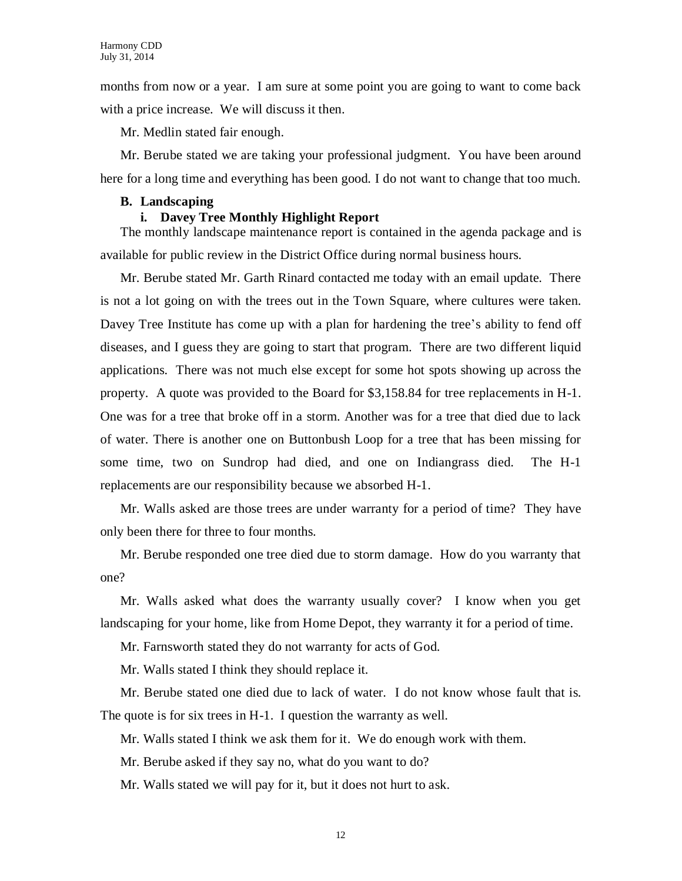months from now or a year. I am sure at some point you are going to want to come back with a price increase. We will discuss it then.

Mr. Medlin stated fair enough.

Mr. Berube stated we are taking your professional judgment. You have been around here for a long time and everything has been good. I do not want to change that too much.

**B. Landscaping**

**i. Davey Tree Monthly Highlight Report**

The monthly landscape maintenance report is contained in the agenda package and is available for public review in the District Office during normal business hours.

Mr. Berube stated Mr. Garth Rinard contacted me today with an email update. There is not a lot going on with the trees out in the Town Square, where cultures were taken. Davey Tree Institute has come up with a plan for hardening the tree's ability to fend off diseases, and I guess they are going to start that program. There are two different liquid applications. There was not much else except for some hot spots showing up across the property. A quote was provided to the Board for $3,158.84 for tree replacements in H-1. One was for a tree that broke off in a storm. Another was for a tree that died due to lack of water. There is another one on Buttonbush Loop for a tree that has been missing for some time, two on Sundrop had died, and one on Indiangrass died. The H-1 replacements are our responsibility because we absorbed H-1.

Mr. Walls asked are those trees are under warranty for a period of time? They have only been there for three to four months.

Mr. Berube responded one tree died due to storm damage. How do you warranty that one?

Mr. Walls asked what does the warranty usually cover? I know when you get landscaping for your home, like from Home Depot, they warranty it for a period of time.

Mr. Farnsworth stated they do not warranty for acts of God.

Mr. Walls stated I think they should replace it.

Mr. Berube stated one died due to lack of water. I do not know whose fault that is. The quote is for six trees in H-1. I question the warranty as well.

Mr. Walls stated I think we ask them for it. We do enough work with them.

Mr. Berube asked if they say no, what do you want to do?

Mr. Walls stated we will pay for it, but it does not hurt to ask.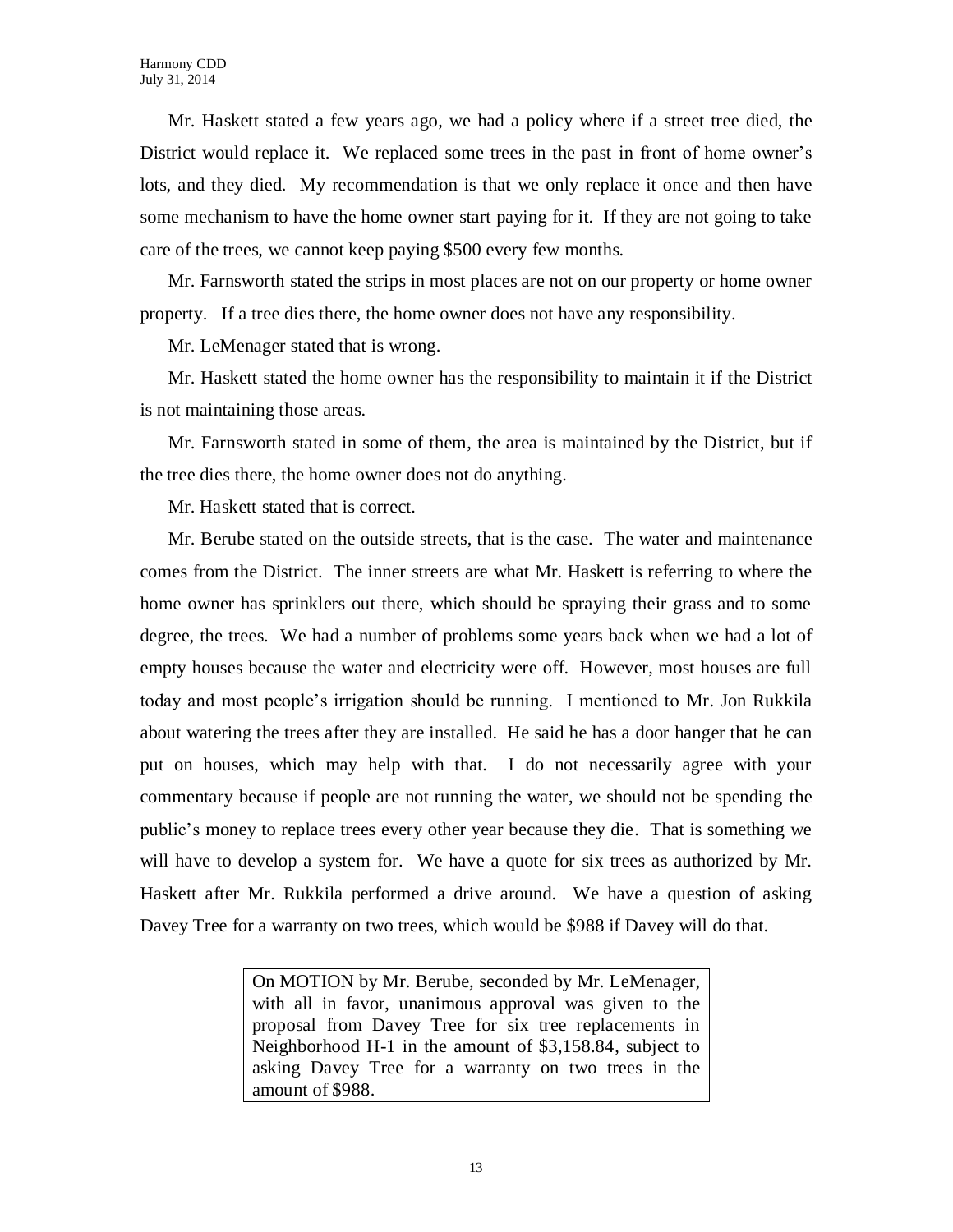Mr. Haskett stated a few years ago, we had a policy where if a street tree died, the District would replace it. We replaced some trees in the past in front of home owner's lots, and they died. My recommendation is that we only replace it once and then have some mechanism to have the home owner start paying for it. If they are not going to take care of the trees, we cannot keep paying $500 every few months.

Mr. Farnsworth stated the strips in most places are not on our property or home owner property. If a tree dies there, the home owner does not have any responsibility.

Mr. LeMenager stated that is wrong.

Mr. Haskett stated the home owner has the responsibility to maintain it if the District is not maintaining those areas.

Mr. Farnsworth stated in some of them, the area is maintained by the District, but if the tree dies there, the home owner does not do anything.

Mr. Haskett stated that is correct.

Mr. Berube stated on the outside streets, that is the case. The water and maintenance comes from the District. The inner streets are what Mr. Haskett is referring to where the home owner has sprinklers out there, which should be spraying their grass and to some degree, the trees. We had a number of problems some years back when we had a lot of empty houses because the water and electricity were off. However, most houses are full today and most people's irrigation should be running. I mentioned to Mr. Jon Rukkila about watering the trees after they are installed. He said he has a door hanger that he can put on houses, which may help with that. I do not necessarily agree with your commentary because if people are not running the water, we should not be spending the public's money to replace trees every other year because they die. That is something we will have to develop a system for. We have a quote for six trees as authorized by Mr. Haskett after Mr. Rukkila performed a drive around. We have a question of asking Davey Tree for a warranty on two trees, which would be $988 if Davey will do that.

> On MOTION by Mr. Berube, seconded by Mr. LeMenager, with all in favor, unanimous approval was given to the proposal from Davey Tree for six tree replacements in Neighborhood H-1 in the amount of $3,158.84, subject to asking Davey Tree for a warranty on two trees in the amount of $988.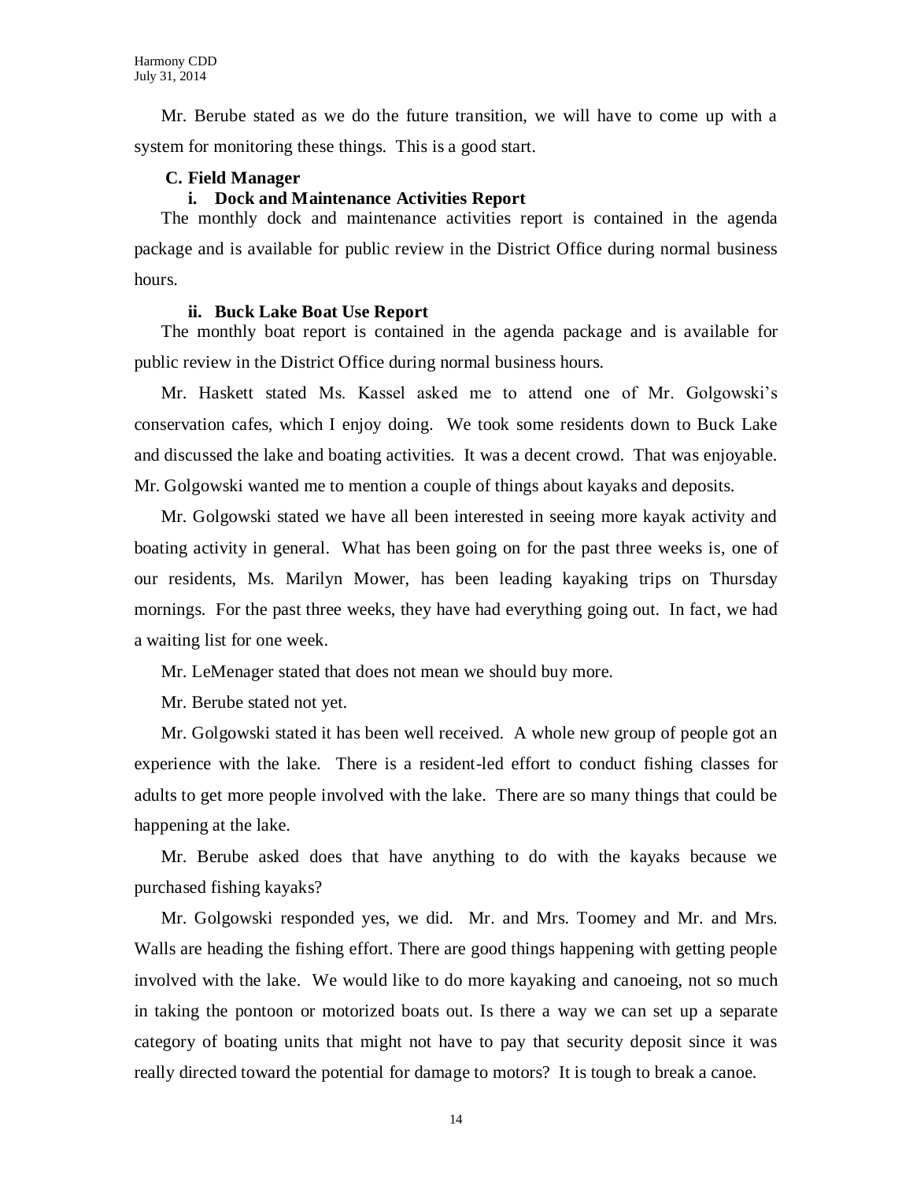Mr. Berube stated as we do the future transition, we will have to come up with a system for monitoring these things. This is a good start.

**C. Field Manager**

**i. Dock and Maintenance Activities Report**

The monthly dock and maintenance activities report is contained in the agenda package and is available for public review in the District Office during normal business hours.

**ii. Buck Lake Boat Use Report**

The monthly boat report is contained in the agenda package and is available for public review in the District Office during normal business hours.

Mr. Haskett stated Ms. Kassel asked me to attend one of Mr. Golgowski's conservation cafes, which I enjoy doing. We took some residents down to Buck Lake and discussed the lake and boating activities. It was a decent crowd. That was enjoyable. Mr. Golgowski wanted me to mention a couple of things about kayaks and deposits.

Mr. Golgowski stated we have all been interested in seeing more kayak activity and boating activity in general. What has been going on for the past three weeks is, one of our residents, Ms. Marilyn Mower, has been leading kayaking trips on Thursday mornings. For the past three weeks, they have had everything going out. In fact, we had a waiting list for one week.

Mr. LeMenager stated that does not mean we should buy more.

Mr. Berube stated not yet.

Mr. Golgowski stated it has been well received. A whole new group of people got an experience with the lake. There is a resident-led effort to conduct fishing classes for adults to get more people involved with the lake. There are so many things that could be happening at the lake.

Mr. Berube asked does that have anything to do with the kayaks because we purchased fishing kayaks?

Mr. Golgowski responded yes, we did. Mr. and Mrs. Toomey and Mr. and Mrs. Walls are heading the fishing effort. There are good things happening with getting people involved with the lake. We would like to do more kayaking and canoeing, not so much in taking the pontoon or motorized boats out. Is there a way we can set up a separate category of boating units that might not have to pay that security deposit since it was really directed toward the potential for damage to motors? It is tough to break a canoe.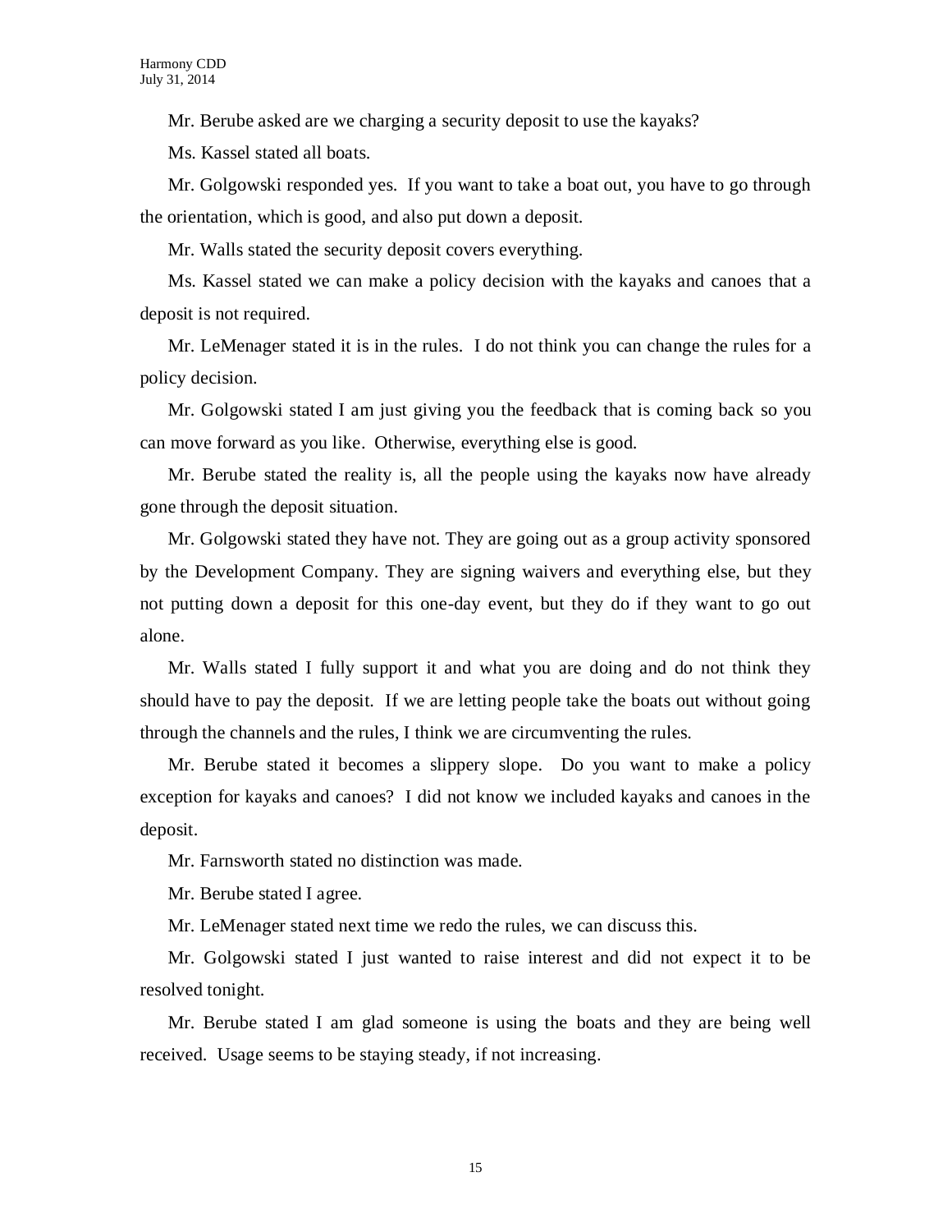Mr. Berube asked are we charging a security deposit to use the kayaks?

Ms. Kassel stated all boats.

Mr. Golgowski responded yes. If you want to take a boat out, you have to go through the orientation, which is good, and also put down a deposit.

Mr. Walls stated the security deposit covers everything.

Ms. Kassel stated we can make a policy decision with the kayaks and canoes that a deposit is not required.

Mr. LeMenager stated it is in the rules. I do not think you can change the rules for a policy decision.

Mr. Golgowski stated I am just giving you the feedback that is coming back so you can move forward as you like. Otherwise, everything else is good.

Mr. Berube stated the reality is, all the people using the kayaks now have already gone through the deposit situation.

Mr. Golgowski stated they have not. They are going out as a group activity sponsored by the Development Company. They are signing waivers and everything else, but they not putting down a deposit for this one-day event, but they do if they want to go out alone.

Mr. Walls stated I fully support it and what you are doing and do not think they should have to pay the deposit. If we are letting people take the boats out without going through the channels and the rules, I think we are circumventing the rules.

Mr. Berube stated it becomes a slippery slope. Do you want to make a policy exception for kayaks and canoes? I did not know we included kayaks and canoes in the deposit.

Mr. Farnsworth stated no distinction was made.

Mr. Berube stated I agree.

Mr. LeMenager stated next time we redo the rules, we can discuss this.

Mr. Golgowski stated I just wanted to raise interest and did not expect it to be resolved tonight.

Mr. Berube stated I am glad someone is using the boats and they are being well received. Usage seems to be staying steady, if not increasing.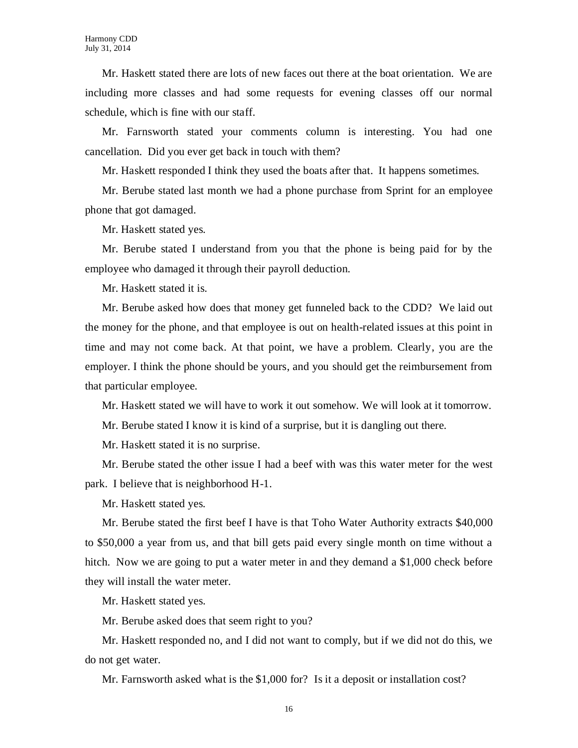Mr. Haskett stated there are lots of new faces out there at the boat orientation. We are including more classes and had some requests for evening classes off our normal schedule, which is fine with our staff.

Mr. Farnsworth stated your comments column is interesting. You had one cancellation. Did you ever get back in touch with them?

Mr. Haskett responded I think they used the boats after that. It happens sometimes.

Mr. Berube stated last month we had a phone purchase from Sprint for an employee phone that got damaged.

Mr. Haskett stated yes.

Mr. Berube stated I understand from you that the phone is being paid for by the employee who damaged it through their payroll deduction.

Mr. Haskett stated it is.

Mr. Berube asked how does that money get funneled back to the CDD? We laid out the money for the phone, and that employee is out on health-related issues at this point in time and may not come back. At that point, we have a problem. Clearly, you are the employer. I think the phone should be yours, and you should get the reimbursement from that particular employee.

Mr. Haskett stated we will have to work it out somehow. We will look at it tomorrow.

Mr. Berube stated I know it is kind of a surprise, but it is dangling out there.

Mr. Haskett stated it is no surprise.

Mr. Berube stated the other issue I had a beef with was this water meter for the west park. I believe that is neighborhood H-1.

Mr. Haskett stated yes.

Mr. Berube stated the first beef I have is that Toho Water Authority extracts $40,000 to $50,000 a year from us, and that bill gets paid every single month on time without a hitch. Now we are going to put a water meter in and they demand a $1,000 check before they will install the water meter.

Mr. Haskett stated yes.

Mr. Berube asked does that seem right to you?

Mr. Haskett responded no, and I did not want to comply, but if we did not do this, we do not get water.

Mr. Farnsworth asked what is the $1,000 for? Is it a deposit or installation cost?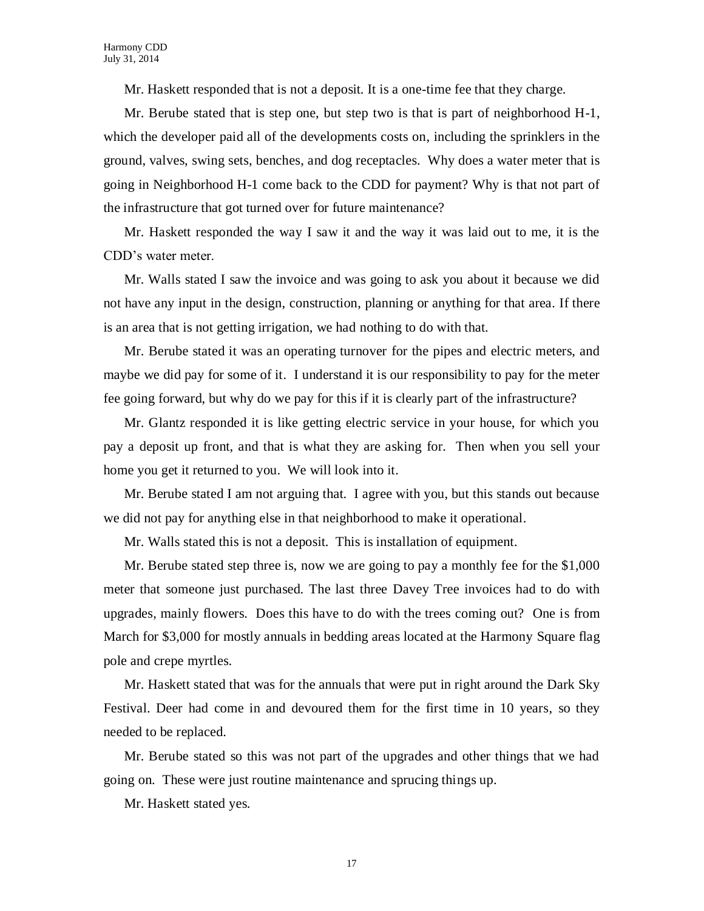Mr. Haskett responded that is not a deposit. It is a one-time fee that they charge.

Mr. Berube stated that is step one, but step two is that is part of neighborhood H-1, which the developer paid all of the developments costs on, including the sprinklers in the ground, valves, swing sets, benches, and dog receptacles. Why does a water meter that is going in Neighborhood H-1 come back to the CDD for payment? Why is that not part of the infrastructure that got turned over for future maintenance?

Mr. Haskett responded the way I saw it and the way it was laid out to me, it is the CDD's water meter.

Mr. Walls stated I saw the invoice and was going to ask you about it because we did not have any input in the design, construction, planning or anything for that area. If there is an area that is not getting irrigation, we had nothing to do with that.

Mr. Berube stated it was an operating turnover for the pipes and electric meters, and maybe we did pay for some of it. I understand it is our responsibility to pay for the meter fee going forward, but why do we pay for this if it is clearly part of the infrastructure?

Mr. Glantz responded it is like getting electric service in your house, for which you pay a deposit up front, and that is what they are asking for. Then when you sell your home you get it returned to you. We will look into it.

Mr. Berube stated I am not arguing that. I agree with you, but this stands out because we did not pay for anything else in that neighborhood to make it operational.

Mr. Walls stated this is not a deposit. This is installation of equipment.

Mr. Berube stated step three is, now we are going to pay a monthly fee for the $1,000 meter that someone just purchased. The last three Davey Tree invoices had to do with upgrades, mainly flowers. Does this have to do with the trees coming out? One is from March for $3,000 for mostly annuals in bedding areas located at the Harmony Square flag pole and crepe myrtles.

Mr. Haskett stated that was for the annuals that were put in right around the Dark Sky Festival. Deer had come in and devoured them for the first time in 10 years, so they needed to be replaced.

Mr. Berube stated so this was not part of the upgrades and other things that we had going on. These were just routine maintenance and sprucing things up.

Mr. Haskett stated yes.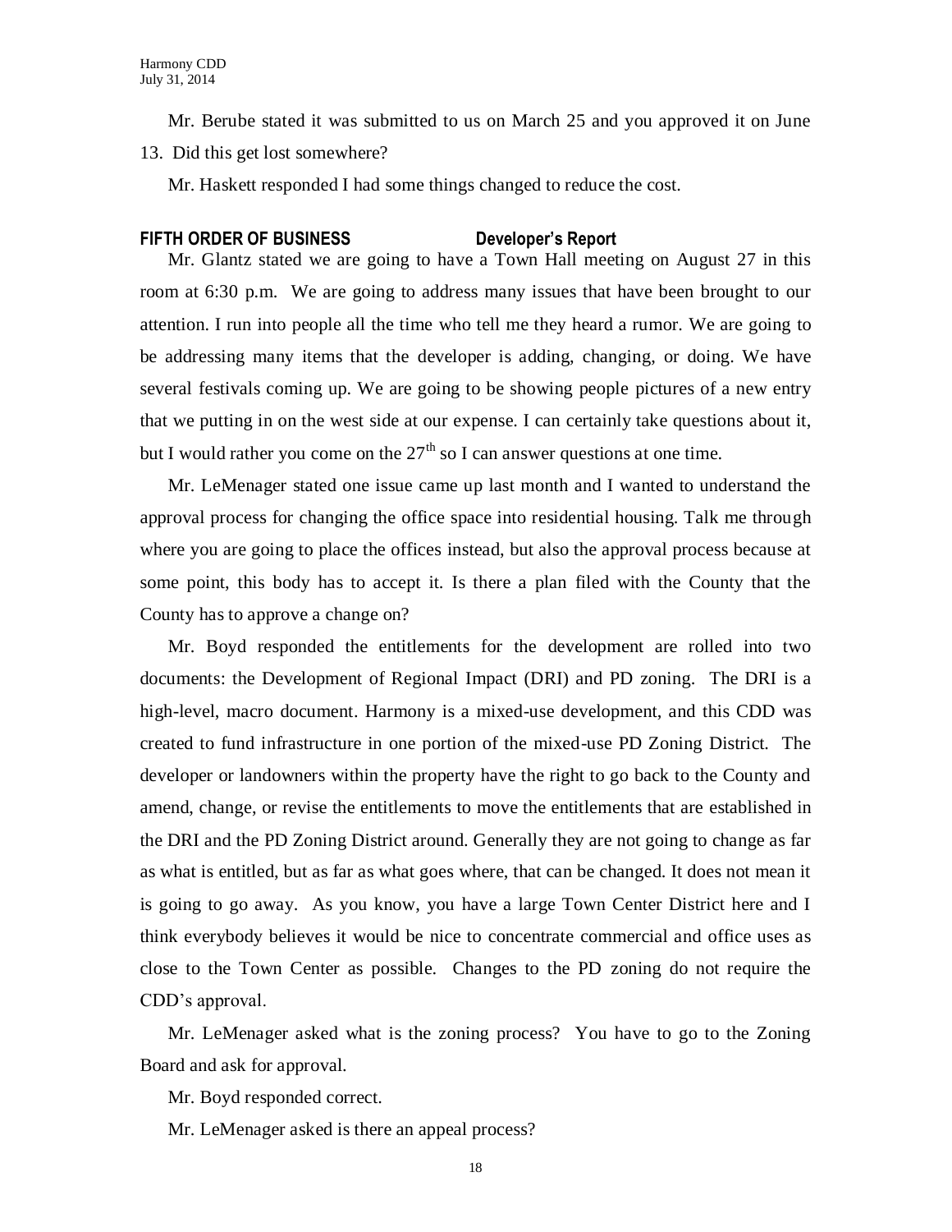Mr. Berube stated it was submitted to us on March 25 and you approved it on June 13. Did this get lost somewhere?

Mr. Haskett responded I had some things changed to reduce the cost.

**FIFTH ORDER OF BUSINESS** **Developer's Report**

Mr. Glantz stated we are going to have a Town Hall meeting on August 27 in this room at 6:30 p.m. We are going to address many issues that have been brought to our attention. I run into people all the time who tell me they heard a rumor. We are going to be addressing many items that the developer is adding, changing, or doing. We have several festivals coming up. We are going to be showing people pictures of a new entry that we putting in on the west side at our expense. I can certainly take questions about it, but I would rather you come on the 27th so I can answer questions at one time.

Mr. LeMenager stated one issue came up last month and I wanted to understand the approval process for changing the office space into residential housing. Talk me through where you are going to place the offices instead, but also the approval process because at some point, this body has to accept it. Is there a plan filed with the County that the County has to approve a change on?

Mr. Boyd responded the entitlements for the development are rolled into two documents: the Development of Regional Impact (DRI) and PD zoning. The DRI is a high-level, macro document. Harmony is a mixed-use development, and this CDD was created to fund infrastructure in one portion of the mixed-use PD Zoning District. The developer or landowners within the property have the right to go back to the County and amend, change, or revise the entitlements to move the entitlements that are established in the DRI and the PD Zoning District around. Generally they are not going to change as far as what is entitled, but as far as what goes where, that can be changed. It does not mean it is going to go away. As you know, you have a large Town Center District here and I think everybody believes it would be nice to concentrate commercial and office uses as close to the Town Center as possible. Changes to the PD zoning do not require the CDD's approval.

Mr. LeMenager asked what is the zoning process? You have to go to the Zoning Board and ask for approval.

Mr. Boyd responded correct.

Mr. LeMenager asked is there an appeal process?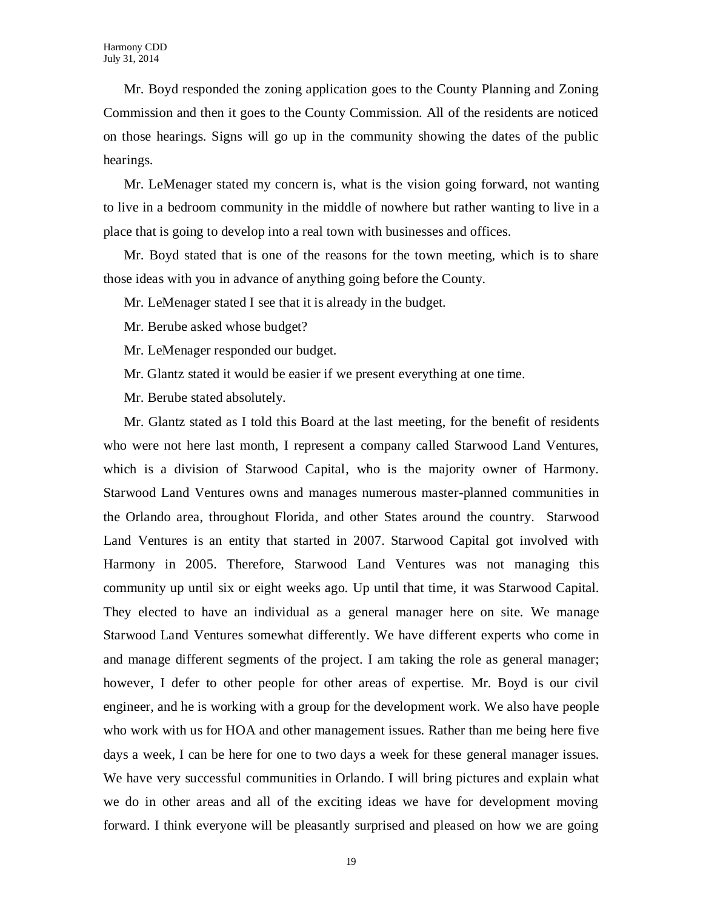Mr. Boyd responded the zoning application goes to the County Planning and Zoning Commission and then it goes to the County Commission. All of the residents are noticed on those hearings. Signs will go up in the community showing the dates of the public hearings.

Mr. LeMenager stated my concern is, what is the vision going forward, not wanting to live in a bedroom community in the middle of nowhere but rather wanting to live in a place that is going to develop into a real town with businesses and offices.

Mr. Boyd stated that is one of the reasons for the town meeting, which is to share those ideas with you in advance of anything going before the County.

Mr. LeMenager stated I see that it is already in the budget.

Mr. Berube asked whose budget?

Mr. LeMenager responded our budget.

Mr. Glantz stated it would be easier if we present everything at one time.

Mr. Berube stated absolutely.

Mr. Glantz stated as I told this Board at the last meeting, for the benefit of residents who were not here last month, I represent a company called Starwood Land Ventures, which is a division of Starwood Capital, who is the majority owner of Harmony. Starwood Land Ventures owns and manages numerous master-planned communities in the Orlando area, throughout Florida, and other States around the country. Starwood Land Ventures is an entity that started in 2007. Starwood Capital got involved with Harmony in 2005. Therefore, Starwood Land Ventures was not managing this community up until six or eight weeks ago. Up until that time, it was Starwood Capital. They elected to have an individual as a general manager here on site. We manage Starwood Land Ventures somewhat differently. We have different experts who come in and manage different segments of the project. I am taking the role as general manager; however, I defer to other people for other areas of expertise. Mr. Boyd is our civil engineer, and he is working with a group for the development work. We also have people who work with us for HOA and other management issues. Rather than me being here five days a week, I can be here for one to two days a week for these general manager issues. We have very successful communities in Orlando. I will bring pictures and explain what we do in other areas and all of the exciting ideas we have for development moving forward. I think everyone will be pleasantly surprised and pleased on how we are going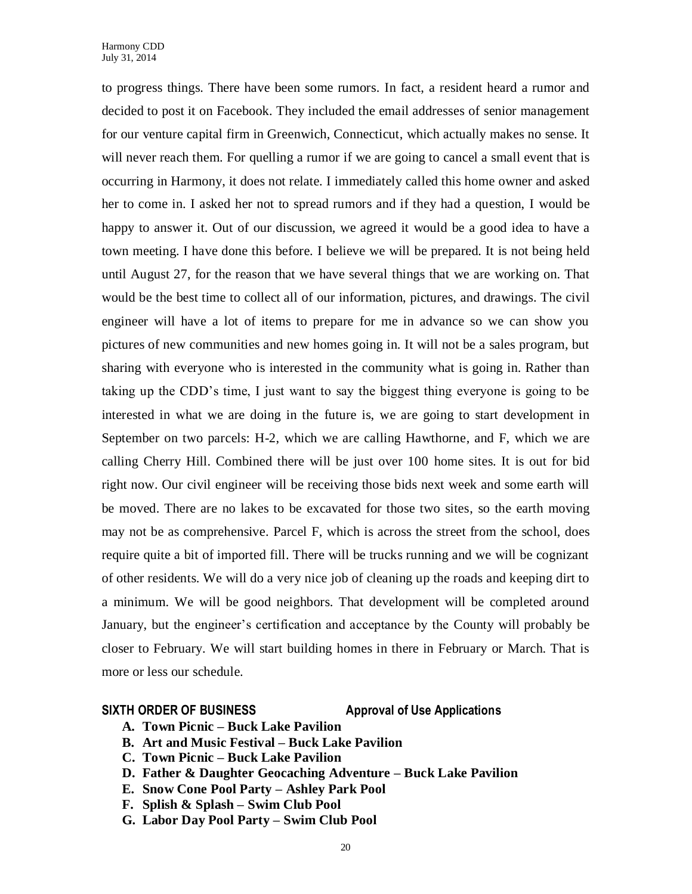to progress things. There have been some rumors. In fact, a resident heard a rumor and decided to post it on Facebook. They included the email addresses of senior management for our venture capital firm in Greenwich, Connecticut, which actually makes no sense. It will never reach them. For quelling a rumor if we are going to cancel a small event that is occurring in Harmony, it does not relate. I immediately called this home owner and asked her to come in. I asked her not to spread rumors and if they had a question, I would be happy to answer it. Out of our discussion, we agreed it would be a good idea to have a town meeting. I have done this before. I believe we will be prepared. It is not being held until August 27, for the reason that we have several things that we are working on. That would be the best time to collect all of our information, pictures, and drawings. The civil engineer will have a lot of items to prepare for me in advance so we can show you pictures of new communities and new homes going in. It will not be a sales program, but sharing with everyone who is interested in the community what is going in. Rather than taking up the CDD's time, I just want to say the biggest thing everyone is going to be interested in what we are doing in the future is, we are going to start development in September on two parcels: H-2, which we are calling Hawthorne, and F, which we are calling Cherry Hill. Combined there will be just over 100 home sites. It is out for bid right now. Our civil engineer will be receiving those bids next week and some earth will be moved. There are no lakes to be excavated for those two sites, so the earth moving may not be as comprehensive. Parcel F, which is across the street from the school, does require quite a bit of imported fill. There will be trucks running and we will be cognizant of other residents. We will do a very nice job of cleaning up the roads and keeping dirt to a minimum. We will be good neighbors. That development will be completed around January, but the engineer's certification and acceptance by the County will probably be closer to February. We will start building homes in there in February or March. That is more or less our schedule.

**SIXTH ORDER OF BUSINESS Approval of Use Applications**

- **A. Town Picnic – Buck Lake Pavilion**
- **B. Art and Music Festival – Buck Lake Pavilion**
- **C. Town Picnic – Buck Lake Pavilion**
- **D. Father & Daughter Geocaching Adventure – Buck Lake Pavilion**
- **E. Snow Cone Pool Party – Ashley Park Pool**
- **F. Splish & Splash – Swim Club Pool**
- **G. Labor Day Pool Party – Swim Club Pool**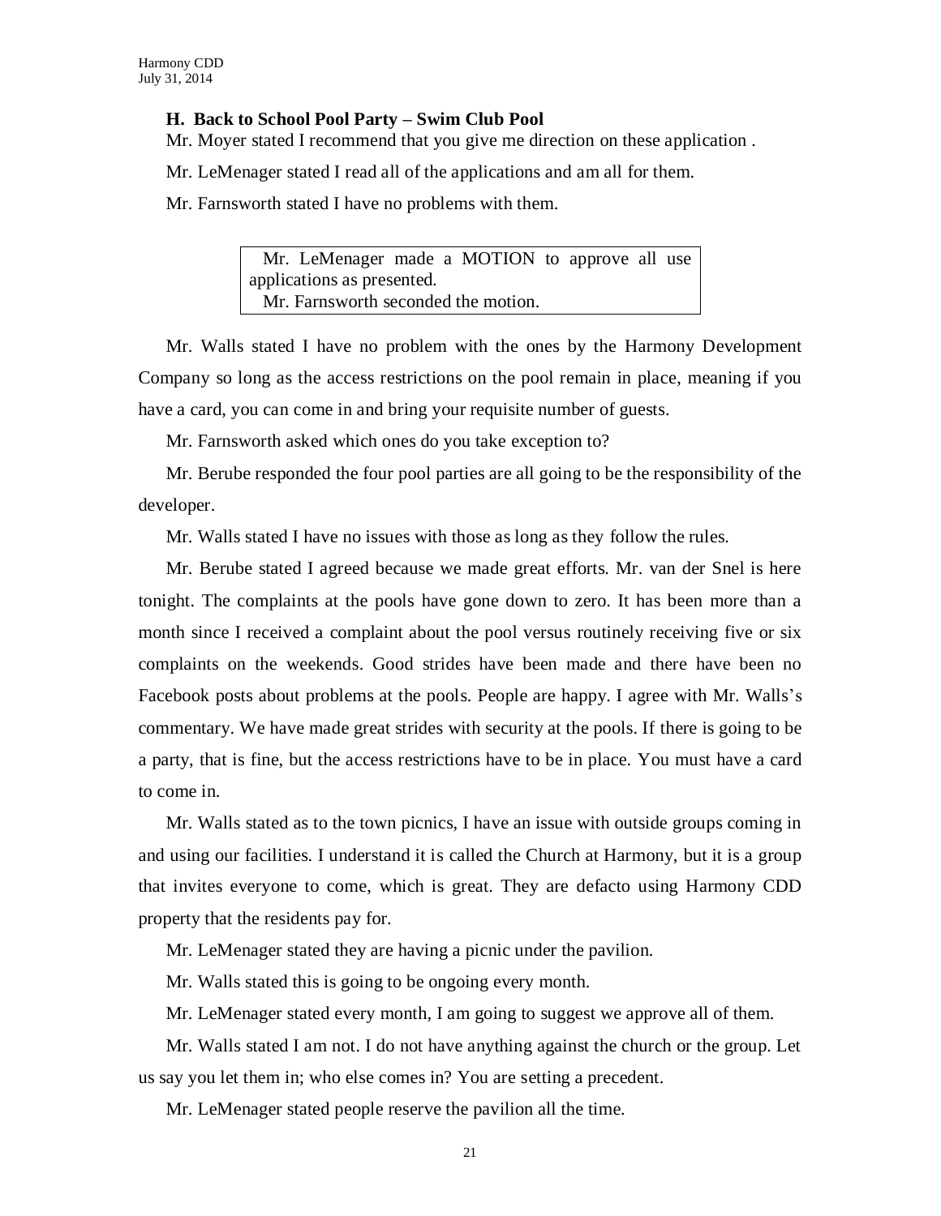**H. Back to School Pool Party – Swim Club Pool**

Mr. Moyer stated I recommend that you give me direction on these application .

Mr. LeMenager stated I read all of the applications and am all for them.

Mr. Farnsworth stated I have no problems with them.

> Mr. LeMenager made a MOTION to approve all use applications as presented.
> Mr. Farnsworth seconded the motion.

Mr. Walls stated I have no problem with the ones by the Harmony Development Company so long as the access restrictions on the pool remain in place, meaning if you have a card, you can come in and bring your requisite number of guests.

Mr. Farnsworth asked which ones do you take exception to?

Mr. Berube responded the four pool parties are all going to be the responsibility of the developer.

Mr. Walls stated I have no issues with those as long as they follow the rules.

Mr. Berube stated I agreed because we made great efforts. Mr. van der Snel is here tonight. The complaints at the pools have gone down to zero. It has been more than a month since I received a complaint about the pool versus routinely receiving five or six complaints on the weekends. Good strides have been made and there have been no Facebook posts about problems at the pools. People are happy. I agree with Mr. Walls's commentary. We have made great strides with security at the pools. If there is going to be a party, that is fine, but the access restrictions have to be in place. You must have a card to come in.

Mr. Walls stated as to the town picnics, I have an issue with outside groups coming in and using our facilities. I understand it is called the Church at Harmony, but it is a group that invites everyone to come, which is great. They are defacto using Harmony CDD property that the residents pay for.

Mr. LeMenager stated they are having a picnic under the pavilion.

Mr. Walls stated this is going to be ongoing every month.

Mr. LeMenager stated every month, I am going to suggest we approve all of them.

Mr. Walls stated I am not. I do not have anything against the church or the group. Let us say you let them in; who else comes in? You are setting a precedent.

Mr. LeMenager stated people reserve the pavilion all the time.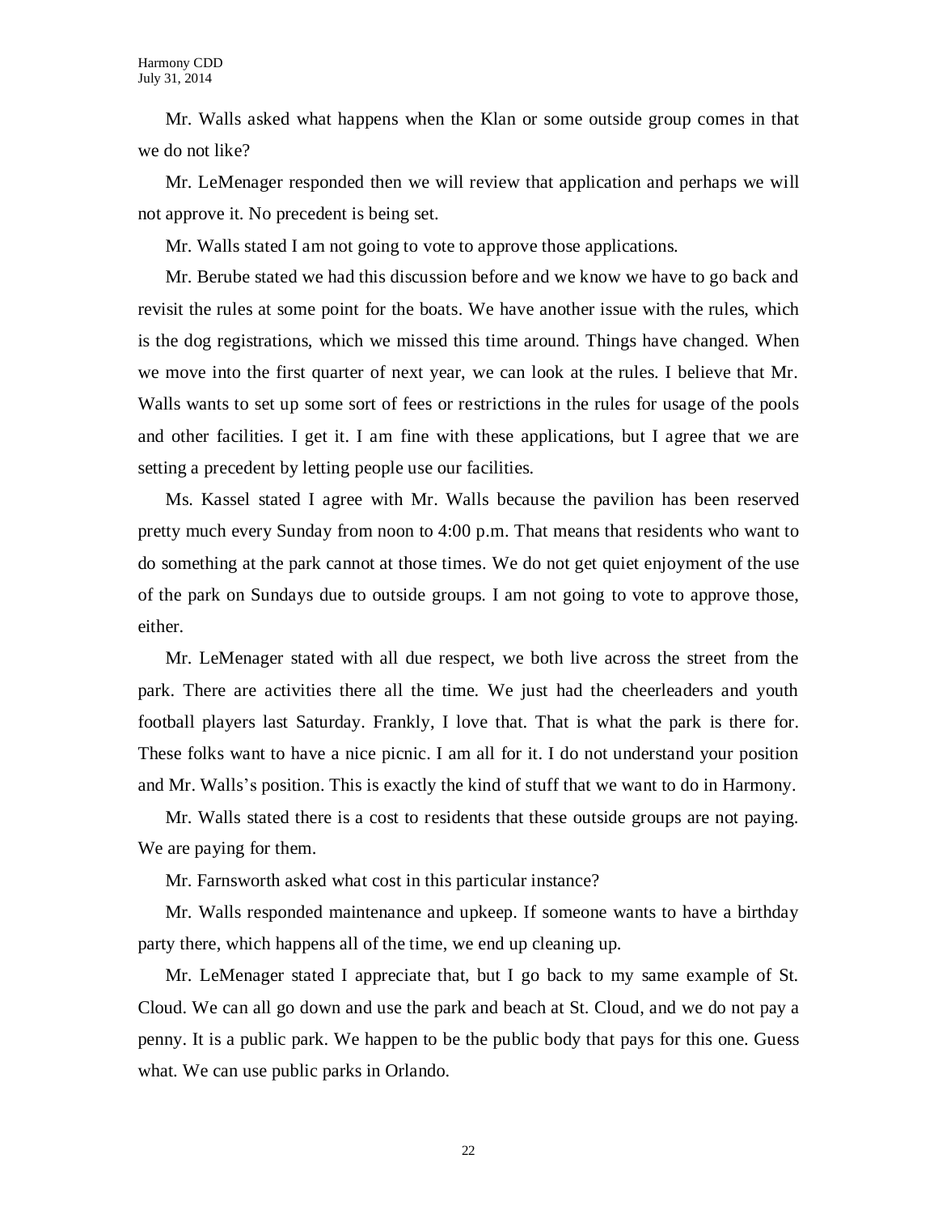Mr. Walls asked what happens when the Klan or some outside group comes in that we do not like?

Mr. LeMenager responded then we will review that application and perhaps we will not approve it. No precedent is being set.

Mr. Walls stated I am not going to vote to approve those applications.

Mr. Berube stated we had this discussion before and we know we have to go back and revisit the rules at some point for the boats. We have another issue with the rules, which is the dog registrations, which we missed this time around. Things have changed. When we move into the first quarter of next year, we can look at the rules. I believe that Mr. Walls wants to set up some sort of fees or restrictions in the rules for usage of the pools and other facilities. I get it. I am fine with these applications, but I agree that we are setting a precedent by letting people use our facilities.

Ms. Kassel stated I agree with Mr. Walls because the pavilion has been reserved pretty much every Sunday from noon to 4:00 p.m. That means that residents who want to do something at the park cannot at those times. We do not get quiet enjoyment of the use of the park on Sundays due to outside groups. I am not going to vote to approve those, either.

Mr. LeMenager stated with all due respect, we both live across the street from the park. There are activities there all the time. We just had the cheerleaders and youth football players last Saturday. Frankly, I love that. That is what the park is there for. These folks want to have a nice picnic. I am all for it. I do not understand your position and Mr. Walls's position. This is exactly the kind of stuff that we want to do in Harmony.

Mr. Walls stated there is a cost to residents that these outside groups are not paying. We are paying for them.

Mr. Farnsworth asked what cost in this particular instance?

Mr. Walls responded maintenance and upkeep. If someone wants to have a birthday party there, which happens all of the time, we end up cleaning up.

Mr. LeMenager stated I appreciate that, but I go back to my same example of St. Cloud. We can all go down and use the park and beach at St. Cloud, and we do not pay a penny. It is a public park. We happen to be the public body that pays for this one. Guess what. We can use public parks in Orlando.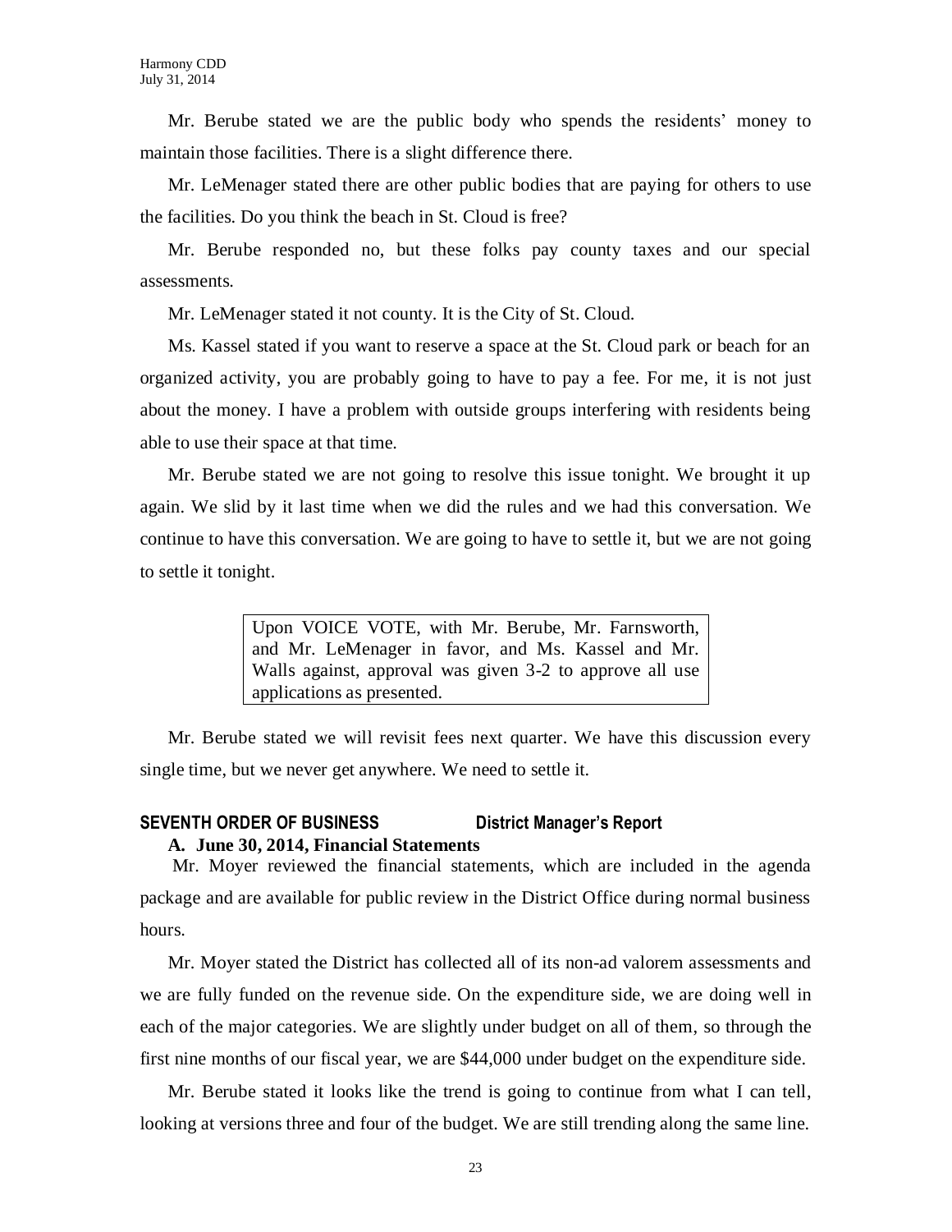Mr. Berube stated we are the public body who spends the residents' money to maintain those facilities. There is a slight difference there.

Mr. LeMenager stated there are other public bodies that are paying for others to use the facilities. Do you think the beach in St. Cloud is free?

Mr. Berube responded no, but these folks pay county taxes and our special assessments.

Mr. LeMenager stated it not county. It is the City of St. Cloud.

Ms. Kassel stated if you want to reserve a space at the St. Cloud park or beach for an organized activity, you are probably going to have to pay a fee. For me, it is not just about the money. I have a problem with outside groups interfering with residents being able to use their space at that time.

Mr. Berube stated we are not going to resolve this issue tonight. We brought it up again. We slid by it last time when we did the rules and we had this conversation. We continue to have this conversation. We are going to have to settle it, but we are not going to settle it tonight.

> Upon VOICE VOTE, with Mr. Berube, Mr. Farnsworth, and Mr. LeMenager in favor, and Ms. Kassel and Mr. Walls against, approval was given 3-2 to approve all use applications as presented.

Mr. Berube stated we will revisit fees next quarter. We have this discussion every single time, but we never get anywhere. We need to settle it.

## SEVENTH ORDER OF BUSINESS District Manager's Report

### A. June 30, 2014, Financial Statements

Mr. Moyer reviewed the financial statements, which are included in the agenda package and are available for public review in the District Office during normal business hours.

Mr. Moyer stated the District has collected all of its non-ad valorem assessments and we are fully funded on the revenue side. On the expenditure side, we are doing well in each of the major categories. We are slightly under budget on all of them, so through the first nine months of our fiscal year, we are $44,000 under budget on the expenditure side.

Mr. Berube stated it looks like the trend is going to continue from what I can tell, looking at versions three and four of the budget. We are still trending along the same line.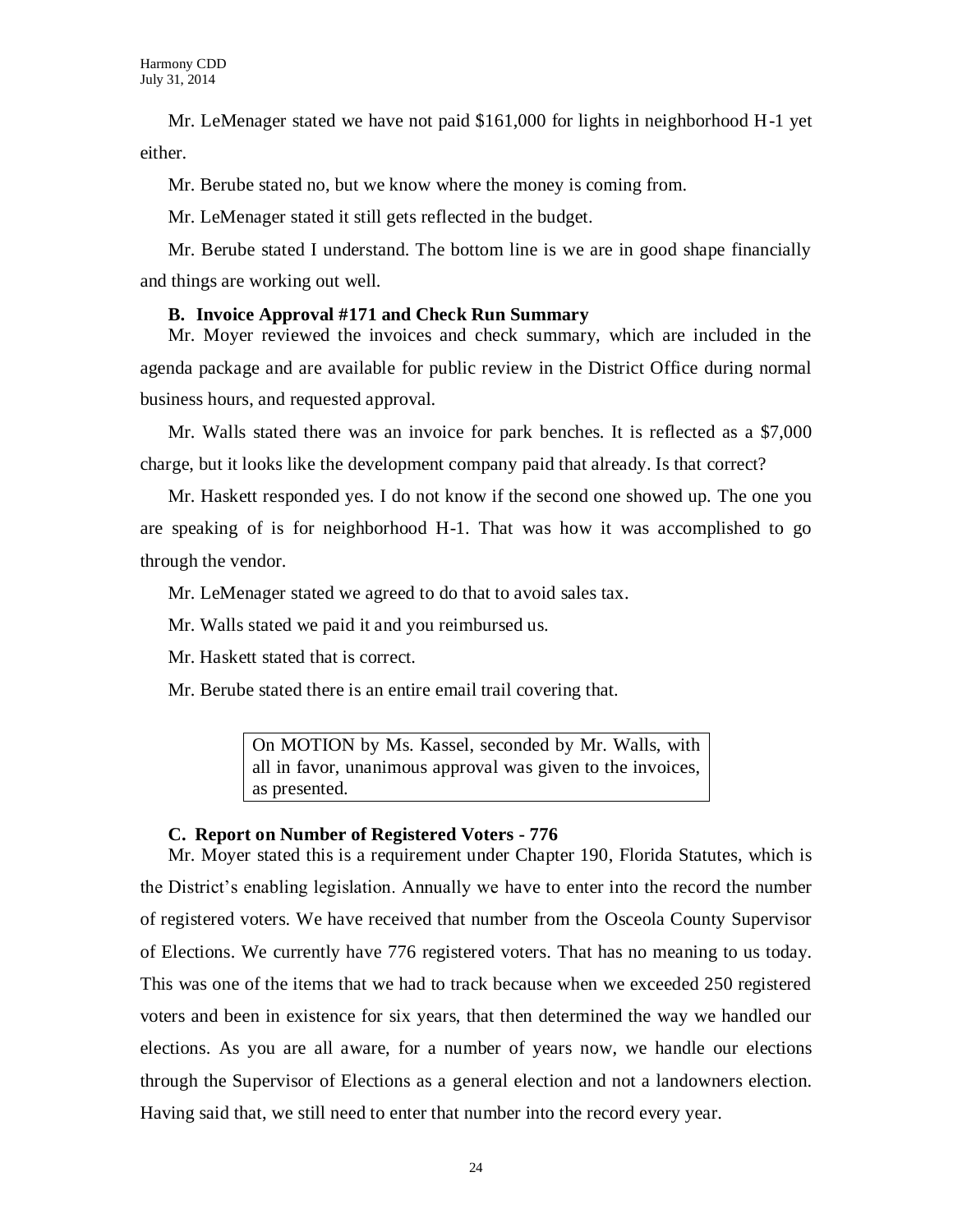Mr. LeMenager stated we have not paid $161,000 for lights in neighborhood H-1 yet either.

Mr. Berube stated no, but we know where the money is coming from.

Mr. LeMenager stated it still gets reflected in the budget.

Mr. Berube stated I understand. The bottom line is we are in good shape financially and things are working out well.

**B. Invoice Approval #171 and Check Run Summary**

Mr. Moyer reviewed the invoices and check summary, which are included in the agenda package and are available for public review in the District Office during normal business hours, and requested approval.

Mr. Walls stated there was an invoice for park benches. It is reflected as a $7,000 charge, but it looks like the development company paid that already. Is that correct?

Mr. Haskett responded yes. I do not know if the second one showed up. The one you are speaking of is for neighborhood H-1. That was how it was accomplished to go through the vendor.

Mr. LeMenager stated we agreed to do that to avoid sales tax.

Mr. Walls stated we paid it and you reimbursed us.

Mr. Haskett stated that is correct.

Mr. Berube stated there is an entire email trail covering that.

> On MOTION by Ms. Kassel, seconded by Mr. Walls, with all in favor, unanimous approval was given to the invoices, as presented.

**C. Report on Number of Registered Voters - 776**

Mr. Moyer stated this is a requirement under Chapter 190, Florida Statutes, which is the District's enabling legislation. Annually we have to enter into the record the number of registered voters. We have received that number from the Osceola County Supervisor of Elections. We currently have 776 registered voters. That has no meaning to us today. This was one of the items that we had to track because when we exceeded 250 registered voters and been in existence for six years, that then determined the way we handled our elections. As you are all aware, for a number of years now, we handle our elections through the Supervisor of Elections as a general election and not a landowners election. Having said that, we still need to enter that number into the record every year.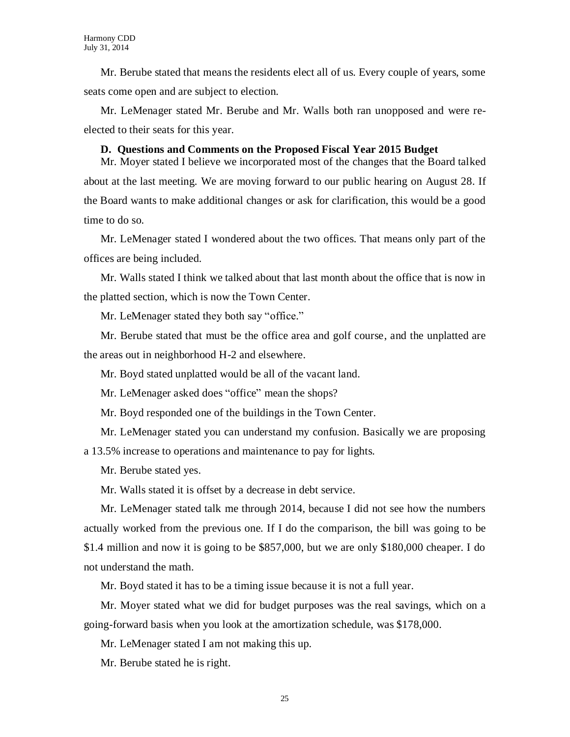Mr. Berube stated that means the residents elect all of us. Every couple of years, some seats come open and are subject to election.

Mr. LeMenager stated Mr. Berube and Mr. Walls both ran unopposed and were re-elected to their seats for this year.

**D. Questions and Comments on the Proposed Fiscal Year 2015 Budget**

Mr. Moyer stated I believe we incorporated most of the changes that the Board talked about at the last meeting. We are moving forward to our public hearing on August 28. If the Board wants to make additional changes or ask for clarification, this would be a good time to do so.

Mr. LeMenager stated I wondered about the two offices. That means only part of the offices are being included.

Mr. Walls stated I think we talked about that last month about the office that is now in the platted section, which is now the Town Center.

Mr. LeMenager stated they both say "office."

Mr. Berube stated that must be the office area and golf course, and the unplatted are the areas out in neighborhood H-2 and elsewhere.

Mr. Boyd stated unplatted would be all of the vacant land.

Mr. LeMenager asked does "office" mean the shops?

Mr. Boyd responded one of the buildings in the Town Center.

Mr. LeMenager stated you can understand my confusion. Basically we are proposing a 13.5% increase to operations and maintenance to pay for lights.

Mr. Berube stated yes.

Mr. Walls stated it is offset by a decrease in debt service.

Mr. LeMenager stated talk me through 2014, because I did not see how the numbers actually worked from the previous one. If I do the comparison, the bill was going to be \$1.4 million and now it is going to be \$857,000, but we are only \$180,000 cheaper. I do not understand the math.

Mr. Boyd stated it has to be a timing issue because it is not a full year.

Mr. Moyer stated what we did for budget purposes was the real savings, which on a going-forward basis when you look at the amortization schedule, was \$178,000.

Mr. LeMenager stated I am not making this up.

Mr. Berube stated he is right.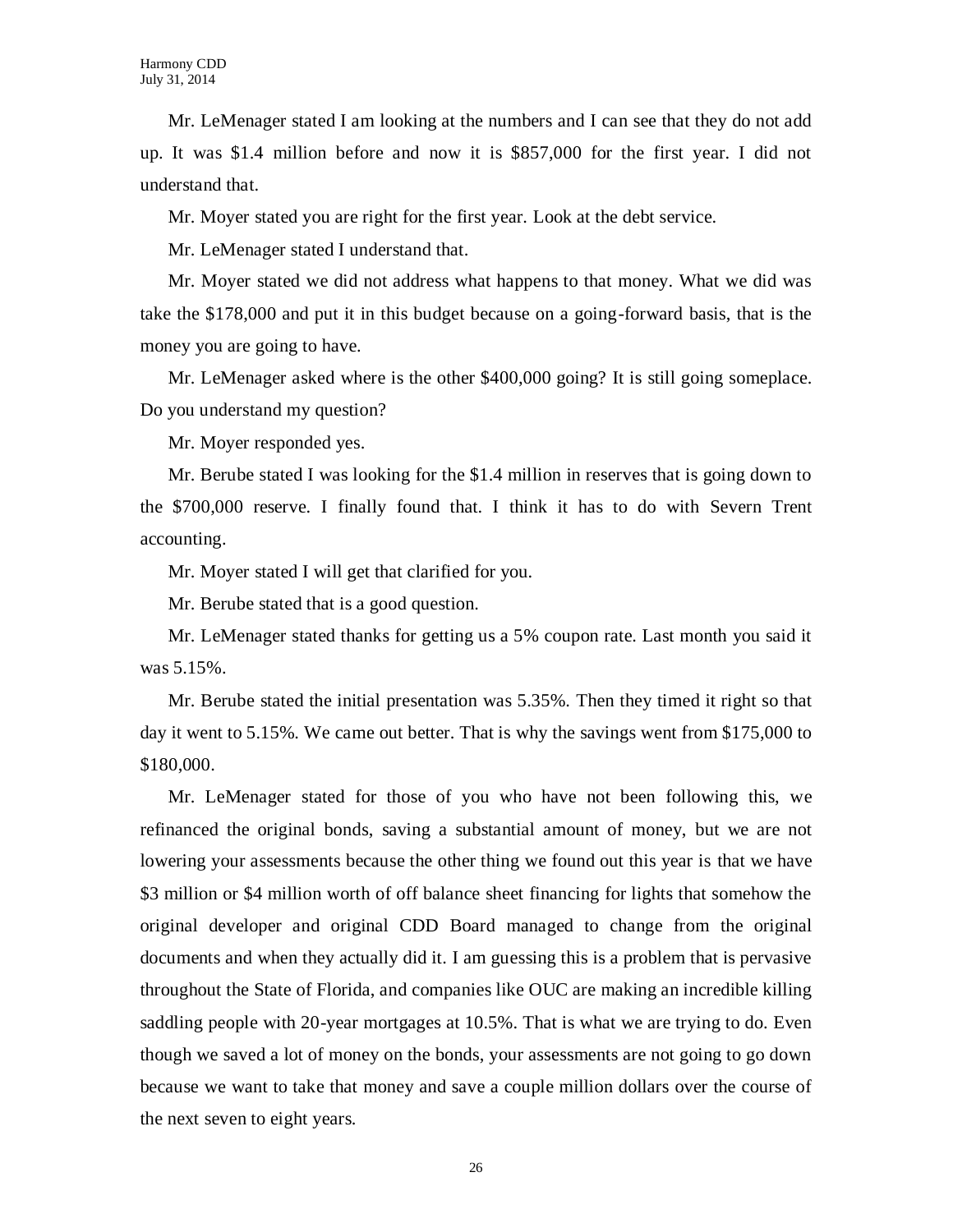Mr. LeMenager stated I am looking at the numbers and I can see that they do not add up. It was $1.4 million before and now it is $857,000 for the first year. I did not understand that.

Mr. Moyer stated you are right for the first year. Look at the debt service.

Mr. LeMenager stated I understand that.

Mr. Moyer stated we did not address what happens to that money. What we did was take the $178,000 and put it in this budget because on a going-forward basis, that is the money you are going to have.

Mr. LeMenager asked where is the other $400,000 going? It is still going someplace. Do you understand my question?

Mr. Moyer responded yes.

Mr. Berube stated I was looking for the $1.4 million in reserves that is going down to the $700,000 reserve. I finally found that. I think it has to do with Severn Trent accounting.

Mr. Moyer stated I will get that clarified for you.

Mr. Berube stated that is a good question.

Mr. LeMenager stated thanks for getting us a 5% coupon rate. Last month you said it was 5.15%.

Mr. Berube stated the initial presentation was 5.35%. Then they timed it right so that day it went to 5.15%. We came out better. That is why the savings went from $175,000 to $180,000.

Mr. LeMenager stated for those of you who have not been following this, we refinanced the original bonds, saving a substantial amount of money, but we are not lowering your assessments because the other thing we found out this year is that we have $3 million or $4 million worth of off balance sheet financing for lights that somehow the original developer and original CDD Board managed to change from the original documents and when they actually did it. I am guessing this is a problem that is pervasive throughout the State of Florida, and companies like OUC are making an incredible killing saddling people with 20-year mortgages at 10.5%. That is what we are trying to do. Even though we saved a lot of money on the bonds, your assessments are not going to go down because we want to take that money and save a couple million dollars over the course of the next seven to eight years.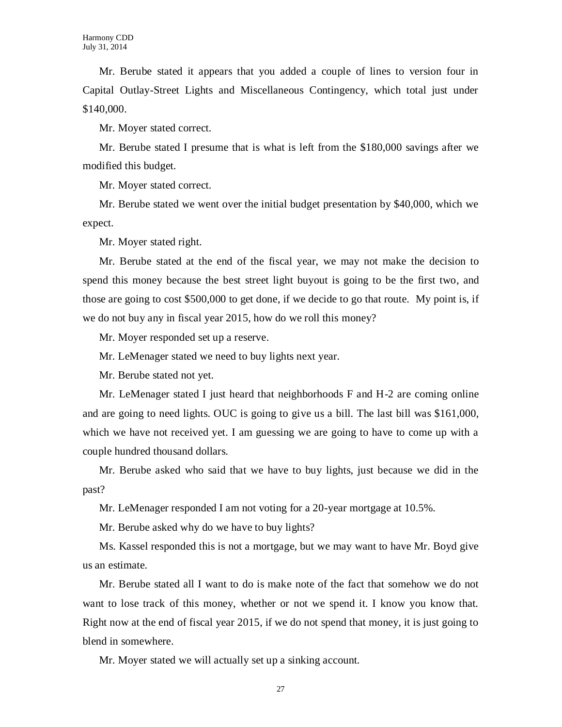Mr. Berube stated it appears that you added a couple of lines to version four in Capital Outlay-Street Lights and Miscellaneous Contingency, which total just under $140,000.

Mr. Moyer stated correct.

Mr. Berube stated I presume that is what is left from the $180,000 savings after we modified this budget.

Mr. Moyer stated correct.

Mr. Berube stated we went over the initial budget presentation by $40,000, which we expect.

Mr. Moyer stated right.

Mr. Berube stated at the end of the fiscal year, we may not make the decision to spend this money because the best street light buyout is going to be the first two, and those are going to cost $500,000 to get done, if we decide to go that route. My point is, if we do not buy any in fiscal year 2015, how do we roll this money?

Mr. Moyer responded set up a reserve.

Mr. LeMenager stated we need to buy lights next year.

Mr. Berube stated not yet.

Mr. LeMenager stated I just heard that neighborhoods F and H-2 are coming online and are going to need lights. OUC is going to give us a bill. The last bill was $161,000, which we have not received yet. I am guessing we are going to have to come up with a couple hundred thousand dollars.

Mr. Berube asked who said that we have to buy lights, just because we did in the past?

Mr. LeMenager responded I am not voting for a 20-year mortgage at 10.5%.

Mr. Berube asked why do we have to buy lights?

Ms. Kassel responded this is not a mortgage, but we may want to have Mr. Boyd give us an estimate.

Mr. Berube stated all I want to do is make note of the fact that somehow we do not want to lose track of this money, whether or not we spend it. I know you know that. Right now at the end of fiscal year 2015, if we do not spend that money, it is just going to blend in somewhere.

Mr. Moyer stated we will actually set up a sinking account.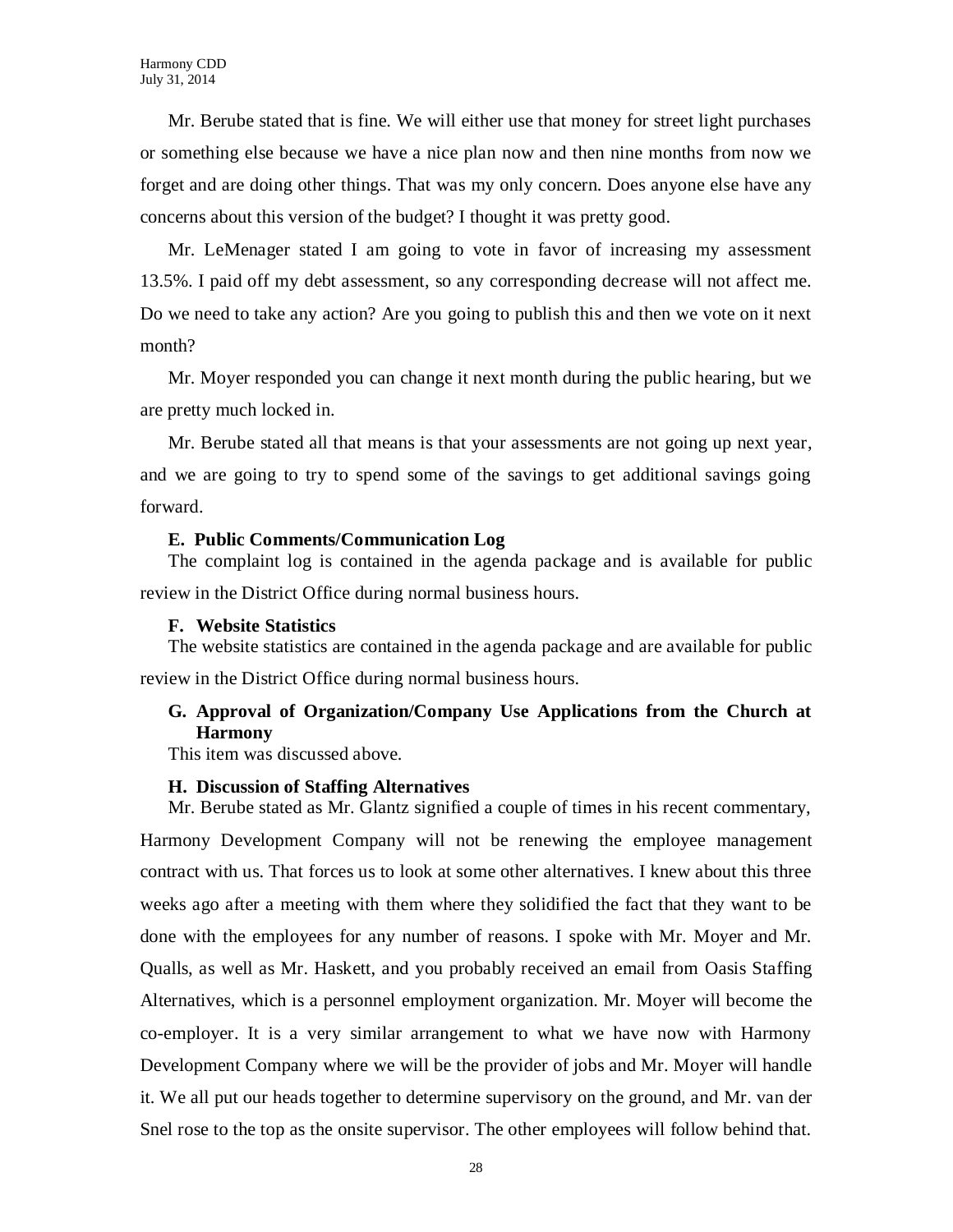Mr. Berube stated that is fine. We will either use that money for street light purchases or something else because we have a nice plan now and then nine months from now we forget and are doing other things. That was my only concern. Does anyone else have any concerns about this version of the budget? I thought it was pretty good.

Mr. LeMenager stated I am going to vote in favor of increasing my assessment 13.5%. I paid off my debt assessment, so any corresponding decrease will not affect me. Do we need to take any action? Are you going to publish this and then we vote on it next month?

Mr. Moyer responded you can change it next month during the public hearing, but we are pretty much locked in.

Mr. Berube stated all that means is that your assessments are not going up next year, and we are going to try to spend some of the savings to get additional savings going forward.

**E. Public Comments/Communication Log**

The complaint log is contained in the agenda package and is available for public review in the District Office during normal business hours.

**F. Website Statistics**

The website statistics are contained in the agenda package and are available for public review in the District Office during normal business hours.

**G. Approval of Organization/Company Use Applications from the Church at Harmony**

This item was discussed above.

**H. Discussion of Staffing Alternatives**

Mr. Berube stated as Mr. Glantz signified a couple of times in his recent commentary, Harmony Development Company will not be renewing the employee management contract with us. That forces us to look at some other alternatives. I knew about this three weeks ago after a meeting with them where they solidified the fact that they want to be done with the employees for any number of reasons. I spoke with Mr. Moyer and Mr. Qualls, as well as Mr. Haskett, and you probably received an email from Oasis Staffing Alternatives, which is a personnel employment organization. Mr. Moyer will become the co-employer. It is a very similar arrangement to what we have now with Harmony Development Company where we will be the provider of jobs and Mr. Moyer will handle it. We all put our heads together to determine supervisory on the ground, and Mr. van der Snel rose to the top as the onsite supervisor. The other employees will follow behind that.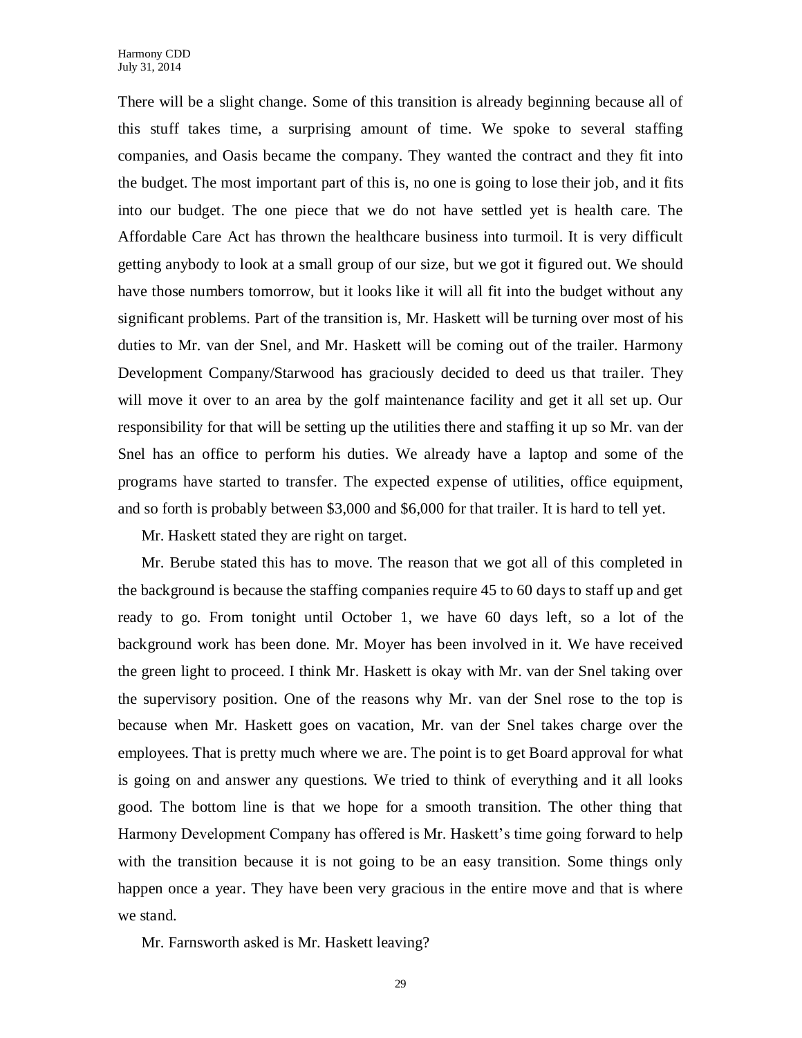There will be a slight change. Some of this transition is already beginning because all of this stuff takes time, a surprising amount of time. We spoke to several staffing companies, and Oasis became the company. They wanted the contract and they fit into the budget. The most important part of this is, no one is going to lose their job, and it fits into our budget. The one piece that we do not have settled yet is health care. The Affordable Care Act has thrown the healthcare business into turmoil. It is very difficult getting anybody to look at a small group of our size, but we got it figured out. We should have those numbers tomorrow, but it looks like it will all fit into the budget without any significant problems. Part of the transition is, Mr. Haskett will be turning over most of his duties to Mr. van der Snel, and Mr. Haskett will be coming out of the trailer. Harmony Development Company/Starwood has graciously decided to deed us that trailer. They will move it over to an area by the golf maintenance facility and get it all set up. Our responsibility for that will be setting up the utilities there and staffing it up so Mr. van der Snel has an office to perform his duties. We already have a laptop and some of the programs have started to transfer. The expected expense of utilities, office equipment, and so forth is probably between $3,000 and $6,000 for that trailer. It is hard to tell yet.

Mr. Haskett stated they are right on target.

Mr. Berube stated this has to move. The reason that we got all of this completed in the background is because the staffing companies require 45 to 60 days to staff up and get ready to go. From tonight until October 1, we have 60 days left, so a lot of the background work has been done. Mr. Moyer has been involved in it. We have received the green light to proceed. I think Mr. Haskett is okay with Mr. van der Snel taking over the supervisory position. One of the reasons why Mr. van der Snel rose to the top is because when Mr. Haskett goes on vacation, Mr. van der Snel takes charge over the employees. That is pretty much where we are. The point is to get Board approval for what is going on and answer any questions. We tried to think of everything and it all looks good. The bottom line is that we hope for a smooth transition. The other thing that Harmony Development Company has offered is Mr. Haskett's time going forward to help with the transition because it is not going to be an easy transition. Some things only happen once a year. They have been very gracious in the entire move and that is where we stand.

Mr. Farnsworth asked is Mr. Haskett leaving?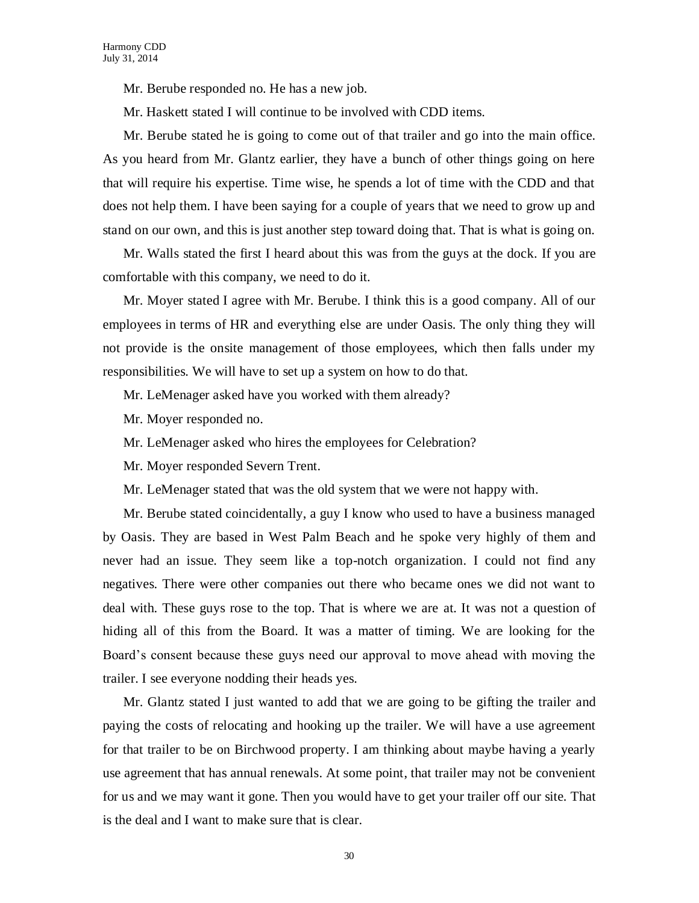Mr. Berube responded no. He has a new job.

Mr. Haskett stated I will continue to be involved with CDD items.

Mr. Berube stated he is going to come out of that trailer and go into the main office. As you heard from Mr. Glantz earlier, they have a bunch of other things going on here that will require his expertise. Time wise, he spends a lot of time with the CDD and that does not help them. I have been saying for a couple of years that we need to grow up and stand on our own, and this is just another step toward doing that. That is what is going on.

Mr. Walls stated the first I heard about this was from the guys at the dock. If you are comfortable with this company, we need to do it.

Mr. Moyer stated I agree with Mr. Berube. I think this is a good company. All of our employees in terms of HR and everything else are under Oasis. The only thing they will not provide is the onsite management of those employees, which then falls under my responsibilities. We will have to set up a system on how to do that.

Mr. LeMenager asked have you worked with them already?

Mr. Moyer responded no.

Mr. LeMenager asked who hires the employees for Celebration?

Mr. Moyer responded Severn Trent.

Mr. LeMenager stated that was the old system that we were not happy with.

Mr. Berube stated coincidentally, a guy I know who used to have a business managed by Oasis. They are based in West Palm Beach and he spoke very highly of them and never had an issue. They seem like a top-notch organization. I could not find any negatives. There were other companies out there who became ones we did not want to deal with. These guys rose to the top. That is where we are at. It was not a question of hiding all of this from the Board. It was a matter of timing. We are looking for the Board's consent because these guys need our approval to move ahead with moving the trailer. I see everyone nodding their heads yes.

Mr. Glantz stated I just wanted to add that we are going to be gifting the trailer and paying the costs of relocating and hooking up the trailer. We will have a use agreement for that trailer to be on Birchwood property. I am thinking about maybe having a yearly use agreement that has annual renewals. At some point, that trailer may not be convenient for us and we may want it gone. Then you would have to get your trailer off our site. That is the deal and I want to make sure that is clear.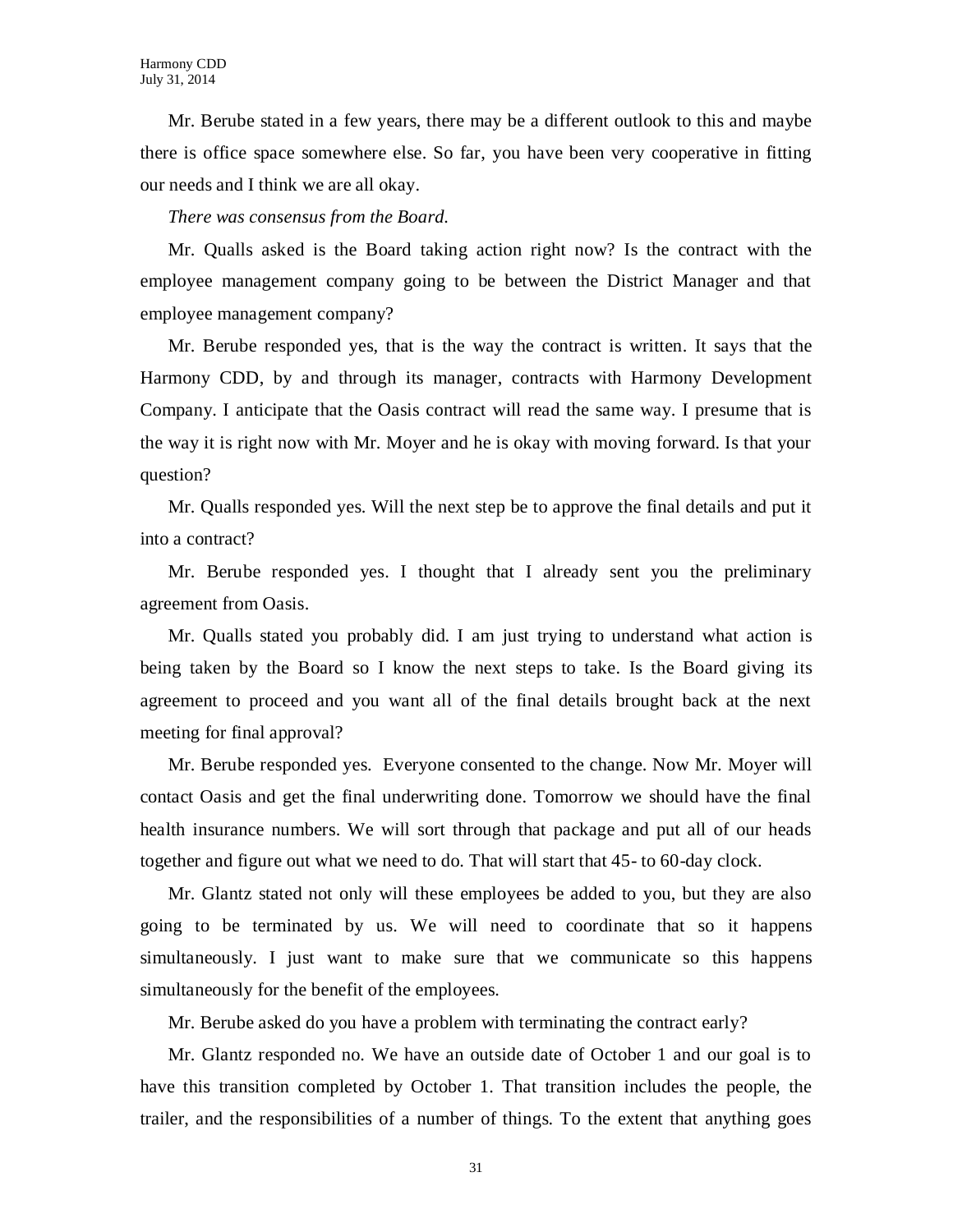Mr. Berube stated in a few years, there may be a different outlook to this and maybe there is office space somewhere else. So far, you have been very cooperative in fitting our needs and I think we are all okay.

*There was consensus from the Board.*

Mr. Qualls asked is the Board taking action right now? Is the contract with the employee management company going to be between the District Manager and that employee management company?

Mr. Berube responded yes, that is the way the contract is written. It says that the Harmony CDD, by and through its manager, contracts with Harmony Development Company. I anticipate that the Oasis contract will read the same way. I presume that is the way it is right now with Mr. Moyer and he is okay with moving forward. Is that your question?

Mr. Qualls responded yes. Will the next step be to approve the final details and put it into a contract?

Mr. Berube responded yes. I thought that I already sent you the preliminary agreement from Oasis.

Mr. Qualls stated you probably did. I am just trying to understand what action is being taken by the Board so I know the next steps to take. Is the Board giving its agreement to proceed and you want all of the final details brought back at the next meeting for final approval?

Mr. Berube responded yes. Everyone consented to the change. Now Mr. Moyer will contact Oasis and get the final underwriting done. Tomorrow we should have the final health insurance numbers. We will sort through that package and put all of our heads together and figure out what we need to do. That will start that 45- to 60-day clock.

Mr. Glantz stated not only will these employees be added to you, but they are also going to be terminated by us. We will need to coordinate that so it happens simultaneously. I just want to make sure that we communicate so this happens simultaneously for the benefit of the employees.

Mr. Berube asked do you have a problem with terminating the contract early?

Mr. Glantz responded no. We have an outside date of October 1 and our goal is to have this transition completed by October 1. That transition includes the people, the trailer, and the responsibilities of a number of things. To the extent that anything goes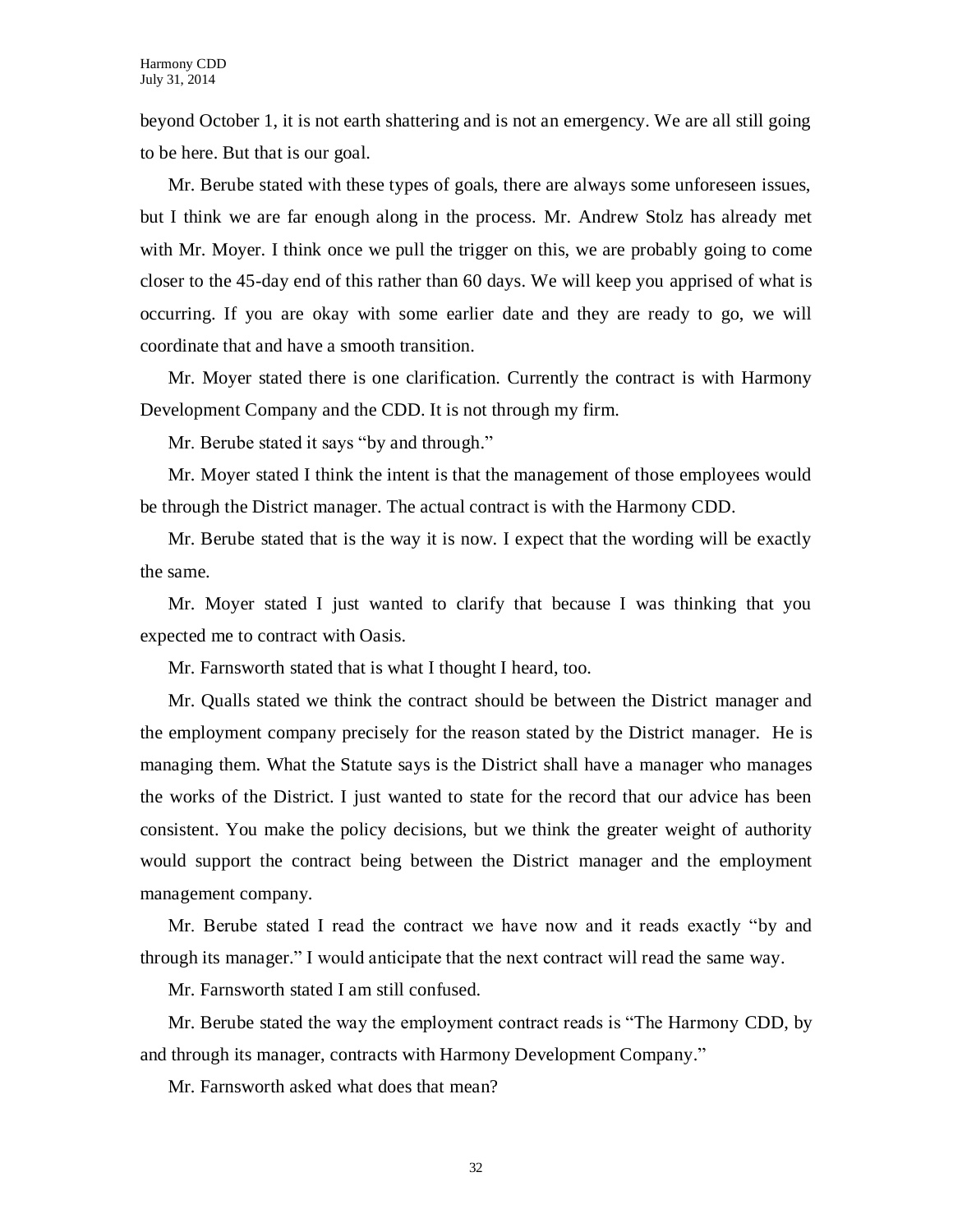beyond October 1, it is not earth shattering and is not an emergency. We are all still going to be here. But that is our goal.

Mr. Berube stated with these types of goals, there are always some unforeseen issues, but I think we are far enough along in the process. Mr. Andrew Stolz has already met with Mr. Moyer. I think once we pull the trigger on this, we are probably going to come closer to the 45-day end of this rather than 60 days. We will keep you apprised of what is occurring. If you are okay with some earlier date and they are ready to go, we will coordinate that and have a smooth transition.

Mr. Moyer stated there is one clarification. Currently the contract is with Harmony Development Company and the CDD. It is not through my firm.

Mr. Berube stated it says "by and through."

Mr. Moyer stated I think the intent is that the management of those employees would be through the District manager. The actual contract is with the Harmony CDD.

Mr. Berube stated that is the way it is now. I expect that the wording will be exactly the same.

Mr. Moyer stated I just wanted to clarify that because I was thinking that you expected me to contract with Oasis.

Mr. Farnsworth stated that is what I thought I heard, too.

Mr. Qualls stated we think the contract should be between the District manager and the employment company precisely for the reason stated by the District manager. He is managing them. What the Statute says is the District shall have a manager who manages the works of the District. I just wanted to state for the record that our advice has been consistent. You make the policy decisions, but we think the greater weight of authority would support the contract being between the District manager and the employment management company.

Mr. Berube stated I read the contract we have now and it reads exactly "by and through its manager." I would anticipate that the next contract will read the same way.

Mr. Farnsworth stated I am still confused.

Mr. Berube stated the way the employment contract reads is "The Harmony CDD, by and through its manager, contracts with Harmony Development Company."

Mr. Farnsworth asked what does that mean?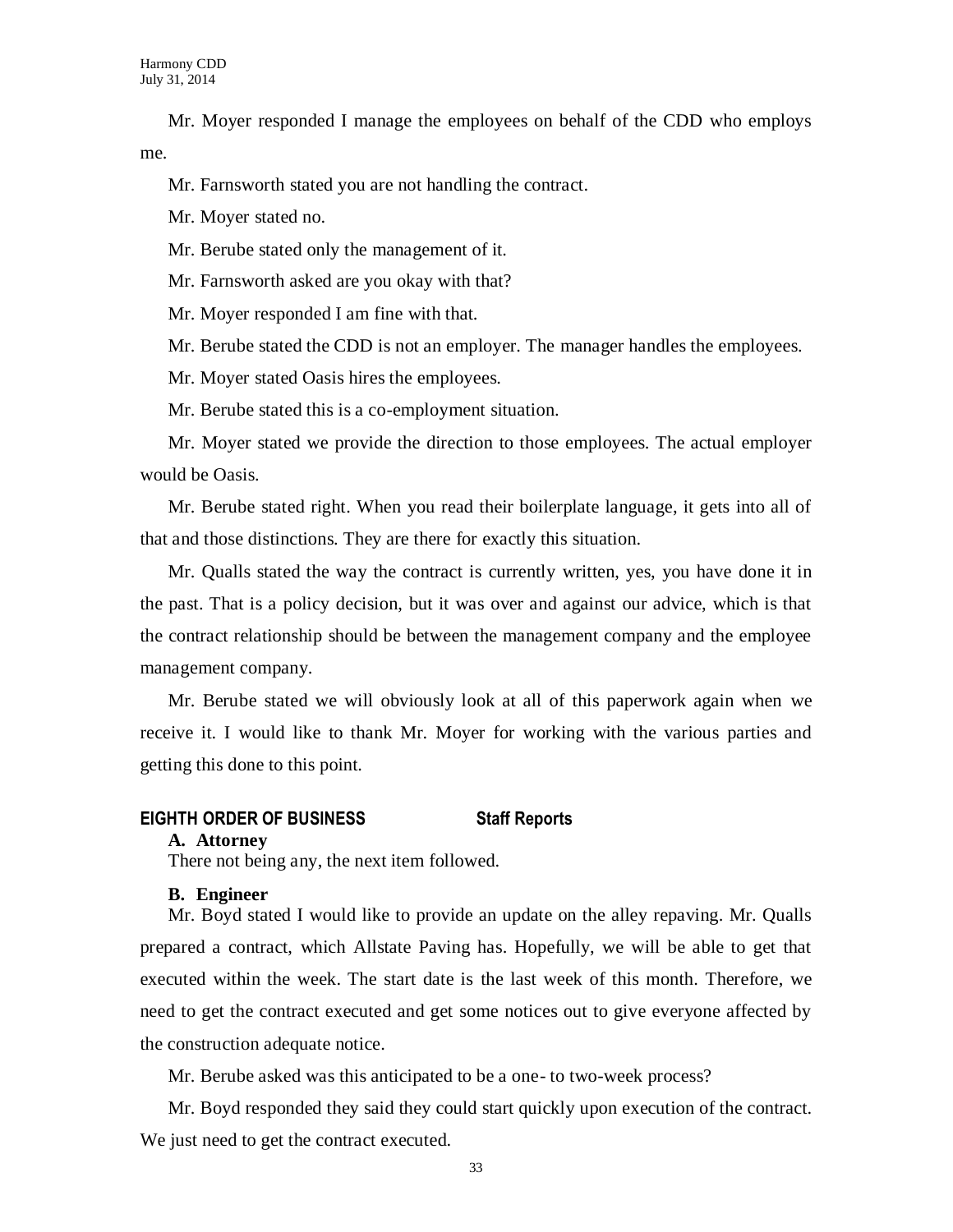Mr. Moyer responded I manage the employees on behalf of the CDD who employs me.

Mr. Farnsworth stated you are not handling the contract.

Mr. Moyer stated no.

Mr. Berube stated only the management of it.

Mr. Farnsworth asked are you okay with that?

Mr. Moyer responded I am fine with that.

Mr. Berube stated the CDD is not an employer. The manager handles the employees.

Mr. Moyer stated Oasis hires the employees.

Mr. Berube stated this is a co-employment situation.

Mr. Moyer stated we provide the direction to those employees. The actual employer would be Oasis.

Mr. Berube stated right. When you read their boilerplate language, it gets into all of that and those distinctions. They are there for exactly this situation.

Mr. Qualls stated the way the contract is currently written, yes, you have done it in the past. That is a policy decision, but it was over and against our advice, which is that the contract relationship should be between the management company and the employee management company.

Mr. Berube stated we will obviously look at all of this paperwork again when we receive it. I would like to thank Mr. Moyer for working with the various parties and getting this done to this point.

## EIGHTH ORDER OF BUSINESS Staff Reports

**A. Attorney**

There not being any, the next item followed.

**B. Engineer**

Mr. Boyd stated I would like to provide an update on the alley repaving. Mr. Qualls prepared a contract, which Allstate Paving has. Hopefully, we will be able to get that executed within the week. The start date is the last week of this month. Therefore, we need to get the contract executed and get some notices out to give everyone affected by the construction adequate notice.

Mr. Berube asked was this anticipated to be a one- to two-week process?

Mr. Boyd responded they said they could start quickly upon execution of the contract. We just need to get the contract executed.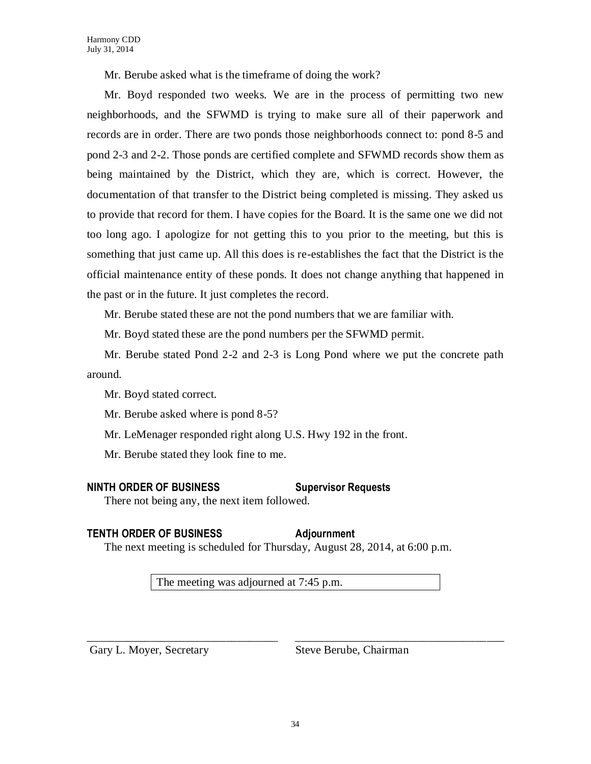Mr. Berube asked what is the timeframe of doing the work?

Mr. Boyd responded two weeks. We are in the process of permitting two new neighborhoods, and the SFWMD is trying to make sure all of their paperwork and records are in order. There are two ponds those neighborhoods connect to: pond 8-5 and pond 2-3 and 2-2. Those ponds are certified complete and SFWMD records show them as being maintained by the District, which they are, which is correct. However, the documentation of that transfer to the District being completed is missing. They asked us to provide that record for them. I have copies for the Board. It is the same one we did not too long ago. I apologize for not getting this to you prior to the meeting, but this is something that just came up. All this does is re-establishes the fact that the District is the official maintenance entity of these ponds. It does not change anything that happened in the past or in the future. It just completes the record.

Mr. Berube stated these are not the pond numbers that we are familiar with.

Mr. Boyd stated these are the pond numbers per the SFWMD permit.

Mr. Berube stated Pond 2-2 and 2-3 is Long Pond where we put the concrete path around.

Mr. Boyd stated correct.

Mr. Berube asked where is pond 8-5?

Mr. LeMenager responded right along U.S. Hwy 192 in the front.

Mr. Berube stated they look fine to me.

**NINTH ORDER OF BUSINESS Supervisor Requests**

There not being any, the next item followed.

**TENTH ORDER OF BUSINESS Adjournment**

The next meeting is scheduled for Thursday, August 28, 2014, at 6:00 p.m.

The meeting was adjourned at 7:45 p.m.

\_\_\_\_\_\_\_\_\_\_\_\_\_\_\_\_\_\_\_\_\_\_\_\_\_\_\_\_\_\_\_\_\_\_ \_\_\_\_\_\_\_\_\_\_\_\_\_\_\_\_\_\_\_\_\_\_\_\_\_\_\_\_\_\_\_\_\_\_\_\_

Gary L. Moyer, Secretary Steve Berube, Chairman